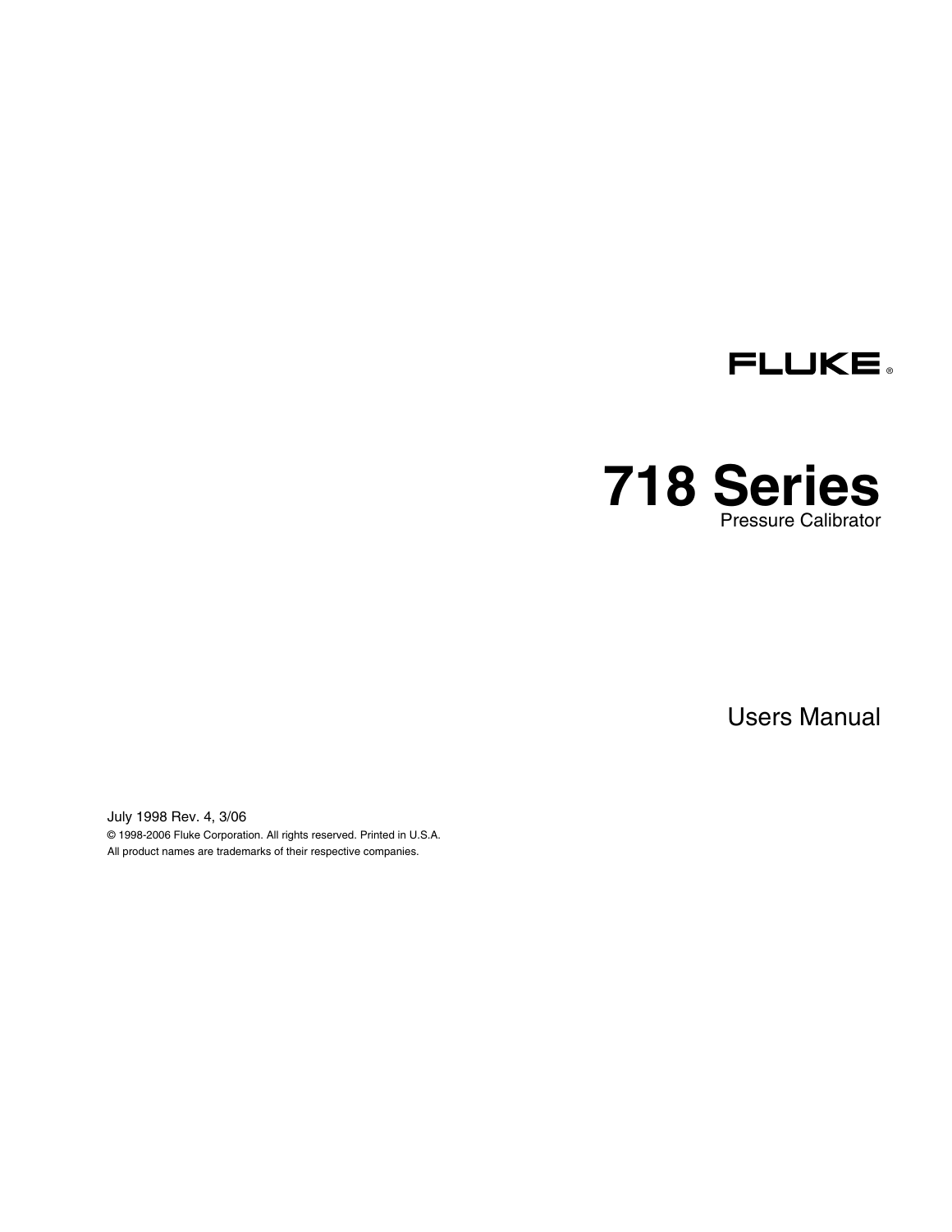FLUKE®

# 718 Series

Pressure Calibrator

Users Manual

July 1998 Rev. 4, 3/06

© 1998-2006 Fluke Corporation. All rights reserved. Printed in U.S.A.

All product names are trademarks of their respective companies.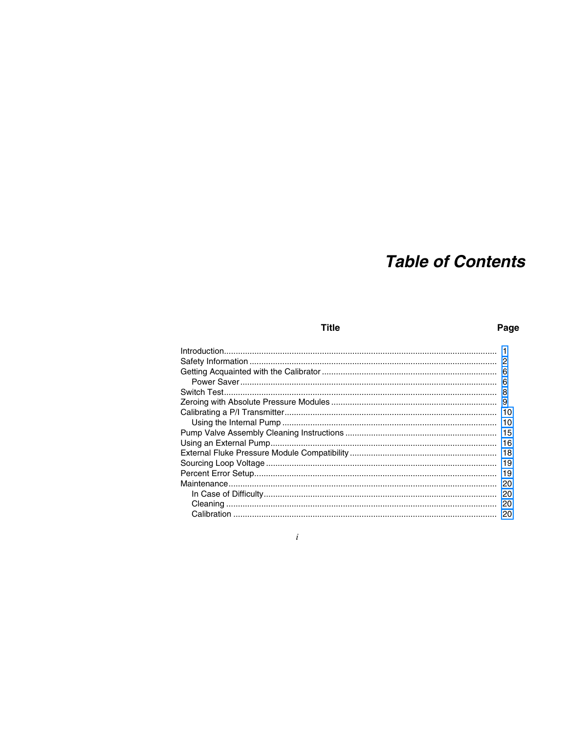# *Table of Contents*

| Title | Page |
|---|---|
| Introduction | 1 |
| Safety Information | 2 |
| Getting Acquainted with the Calibrator | 6 |
| &nbsp;&nbsp;&nbsp;&nbsp;Power Saver | 6 |
| Switch Test | 8 |
| Zeroing with Absolute Pressure Modules | 9 |
| Calibrating a P/I Transmitter | 10 |
| &nbsp;&nbsp;&nbsp;&nbsp;Using the Internal Pump | 10 |
| Pump Valve Assembly Cleaning Instructions | 15 |
| Using an External Pump | 16 |
| External Fluke Pressure Module Compatibility | 18 |
| Sourcing Loop Voltage | 19 |
| Percent Error Setup | 19 |
| Maintenance | 20 |
| &nbsp;&nbsp;&nbsp;&nbsp;In Case of Difficulty | 20 |
| &nbsp;&nbsp;&nbsp;&nbsp;Cleaning | 20 |
| &nbsp;&nbsp;&nbsp;&nbsp;Calibration | 20 |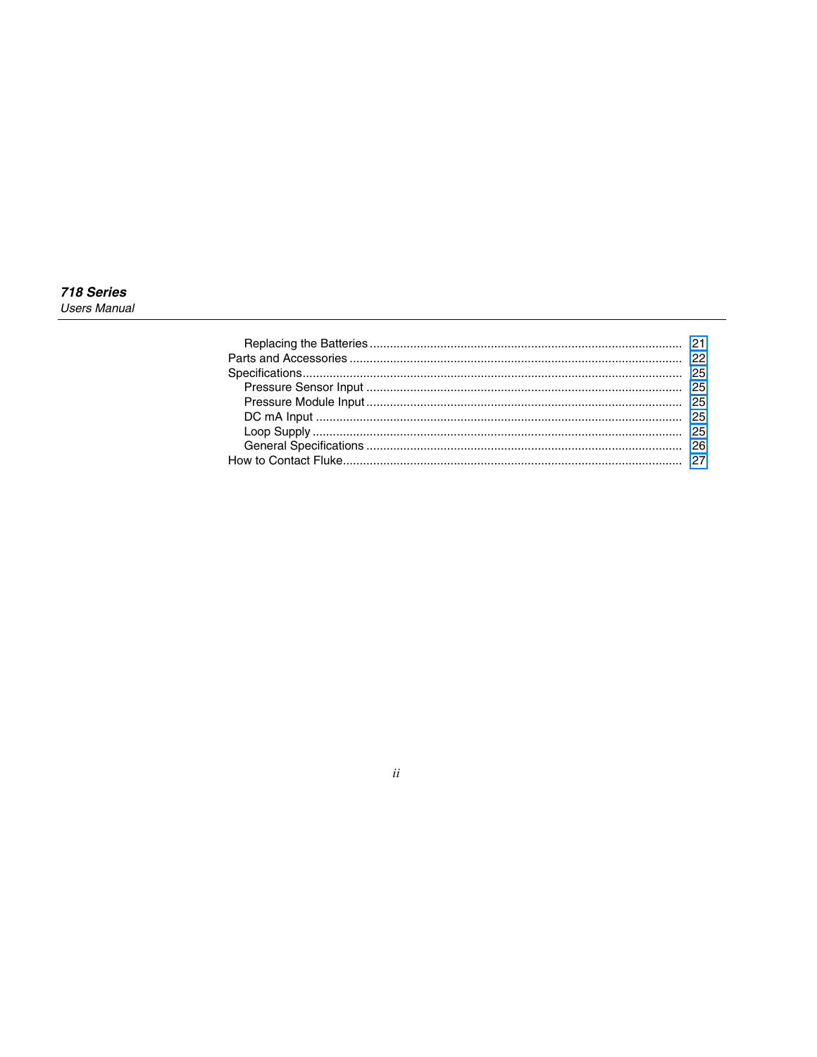Replacing the Batteries ........................................................................................ 21
Parts and Accessories ............................................................................................ 22
Specifications.......................................................................................................... 25
Pressure Sensor Input ......................................................................................... 25
Pressure Module Input ......................................................................................... 25
DC mA Input ........................................................................................................ 25
Loop Supply ......................................................................................................... 25
General Specifications ......................................................................................... 26
How to Contact Fluke.............................................................................................. 27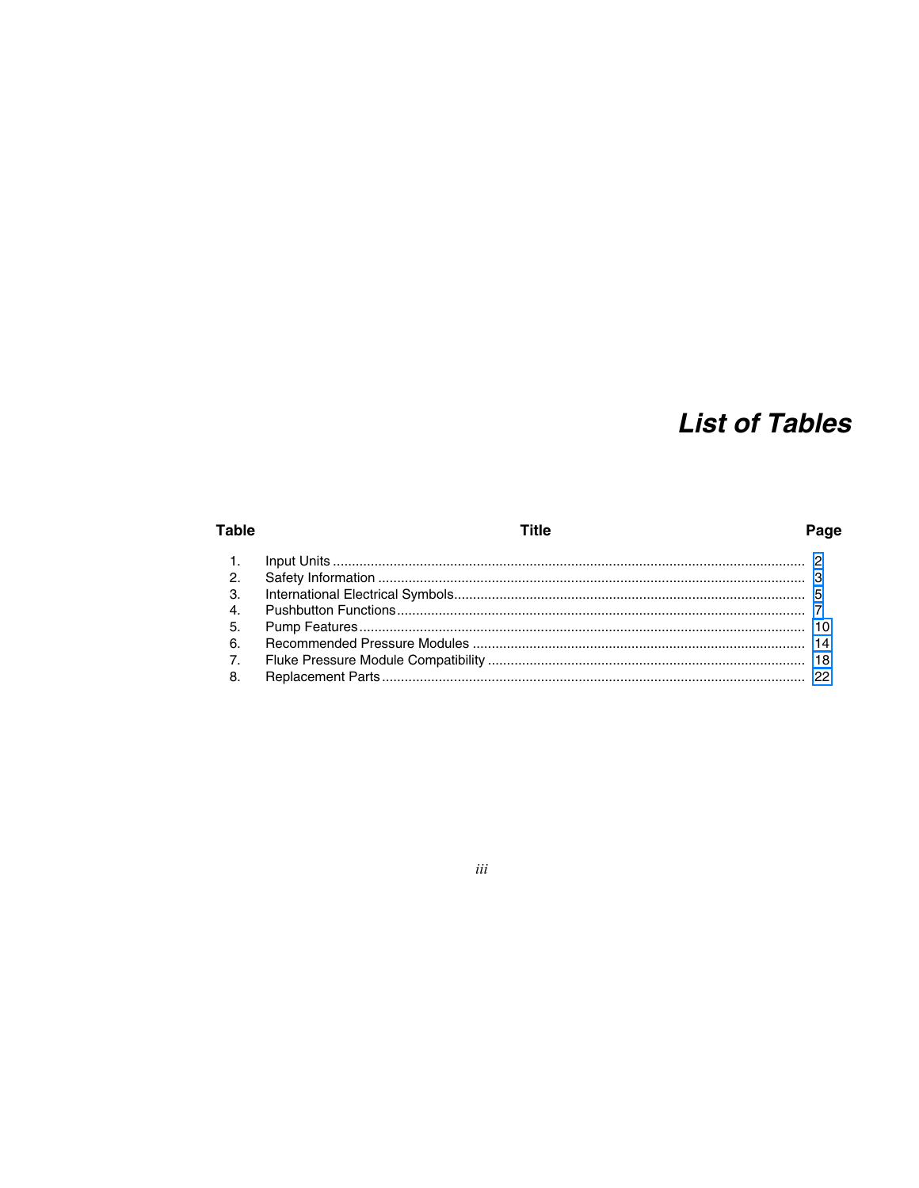# List of Tables

| Table | Title | Page |
|---|---|---|
| 1. | Input Units | 2 |
| 2. | Safety Information | 3 |
| 3. | International Electrical Symbols | 5 |
| 4. | Pushbutton Functions | 7 |
| 5. | Pump Features | 10 |
| 6. | Recommended Pressure Modules | 14 |
| 7. | Fluke Pressure Module Compatibility | 18 |
| 8. | Replacement Parts | 22 |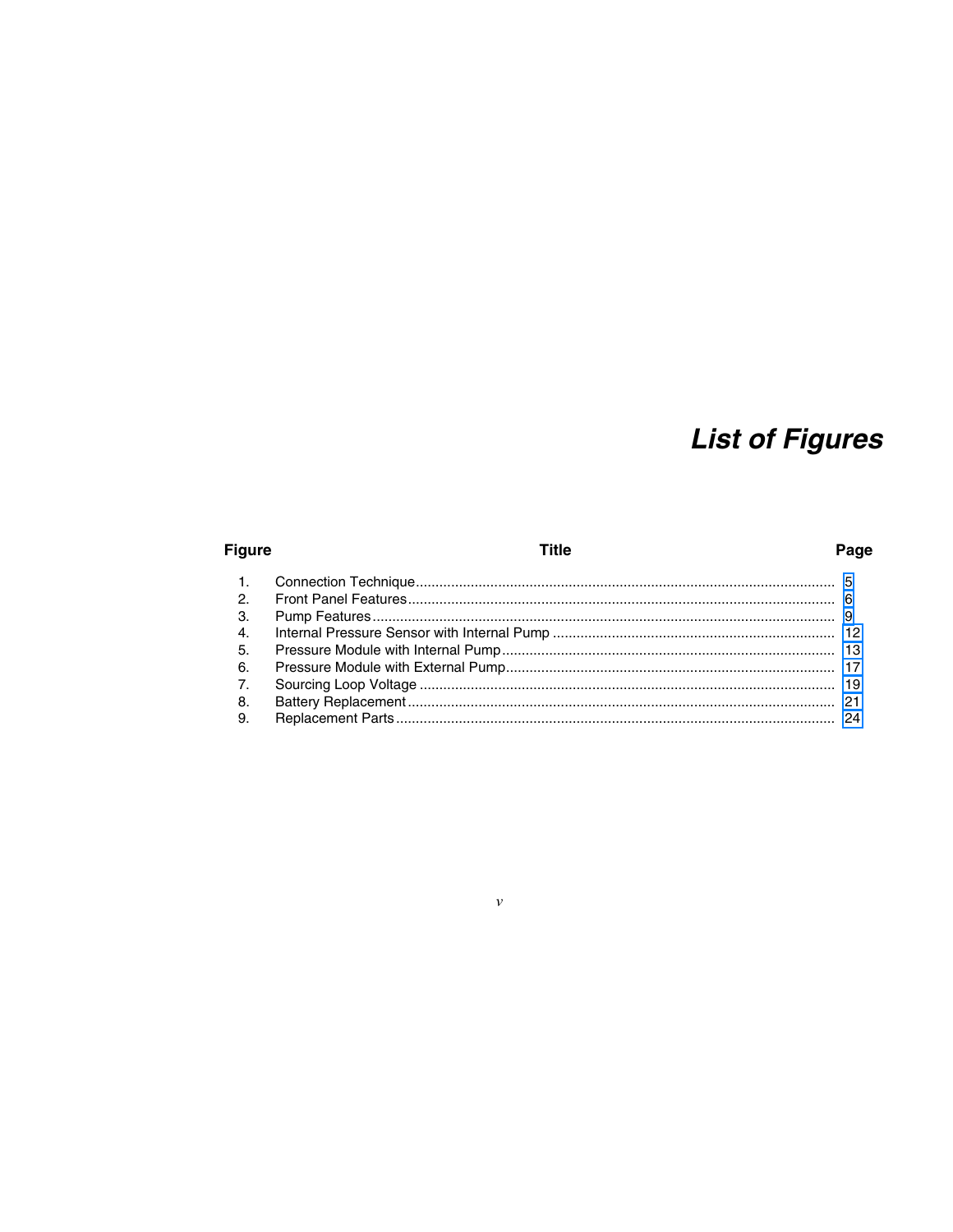# *List of Figures*

| Figure | Title | Page |
|---|---|---|
| 1. | Connection Technique | 5 |
| 2. | Front Panel Features | 6 |
| 3. | Pump Features | 9 |
| 4. | Internal Pressure Sensor with Internal Pump | 12 |
| 5. | Pressure Module with Internal Pump | 13 |
| 6. | Pressure Module with External Pump | 17 |
| 7. | Sourcing Loop Voltage | 19 |
| 8. | Battery Replacement | 21 |
| 9. | Replacement Parts | 24 |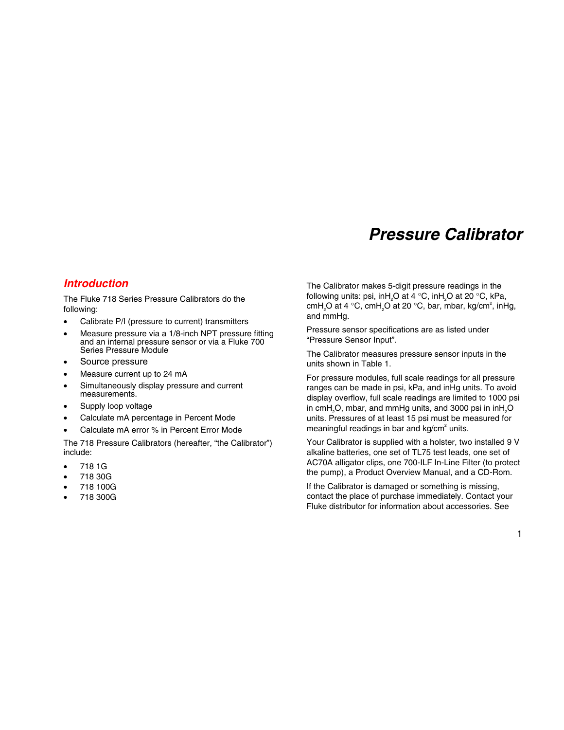# Pressure Calibrator

## Introduction

The Fluke 718 Series Pressure Calibrators do the following:

- Calibrate P/I (pressure to current) transmitters
- Measure pressure via a 1/8-inch NPT pressure fitting and an internal pressure sensor or via a Fluke 700 Series Pressure Module
- Source pressure
- Measure current up to 24 mA
- Simultaneously display pressure and current measurements.
- Supply loop voltage
- Calculate mA percentage in Percent Mode
- Calculate mA error % in Percent Error Mode

The 718 Pressure Calibrators (hereafter, "the Calibrator") include:

- 718 1G
- 718 30G
- 718 100G
- 718 300G

The Calibrator makes 5-digit pressure readings in the following units: psi, in$H_2O$ at 4 °C, in$H_2O$ at 20 °C, kPa, cm$H_2O$ at 4 °C, cm$H_2O$ at 20 °C, bar, mbar, kg/$cm^2$, inHg, and mmHg.

Pressure sensor specifications are as listed under "Pressure Sensor Input".

The Calibrator measures pressure sensor inputs in the units shown in Table 1.

For pressure modules, full scale readings for all pressure ranges can be made in psi, kPa, and inHg units. To avoid display overflow, full scale readings are limited to 1000 psi in cm$H_2O$, mbar, and mmHg units, and 3000 psi in in$H_2O$ units. Pressures of at least 15 psi must be measured for meaningful readings in bar and kg/$cm^2$ units.

Your Calibrator is supplied with a holster, two installed 9 V alkaline batteries, one set of TL75 test leads, one set of AC70A alligator clips, one 700-ILF In-Line Filter (to protect the pump), a Product Overview Manual, and a CD-Rom.

If the Calibrator is damaged or something is missing, contact the place of purchase immediately. Contact your Fluke distributor for information about accessories. See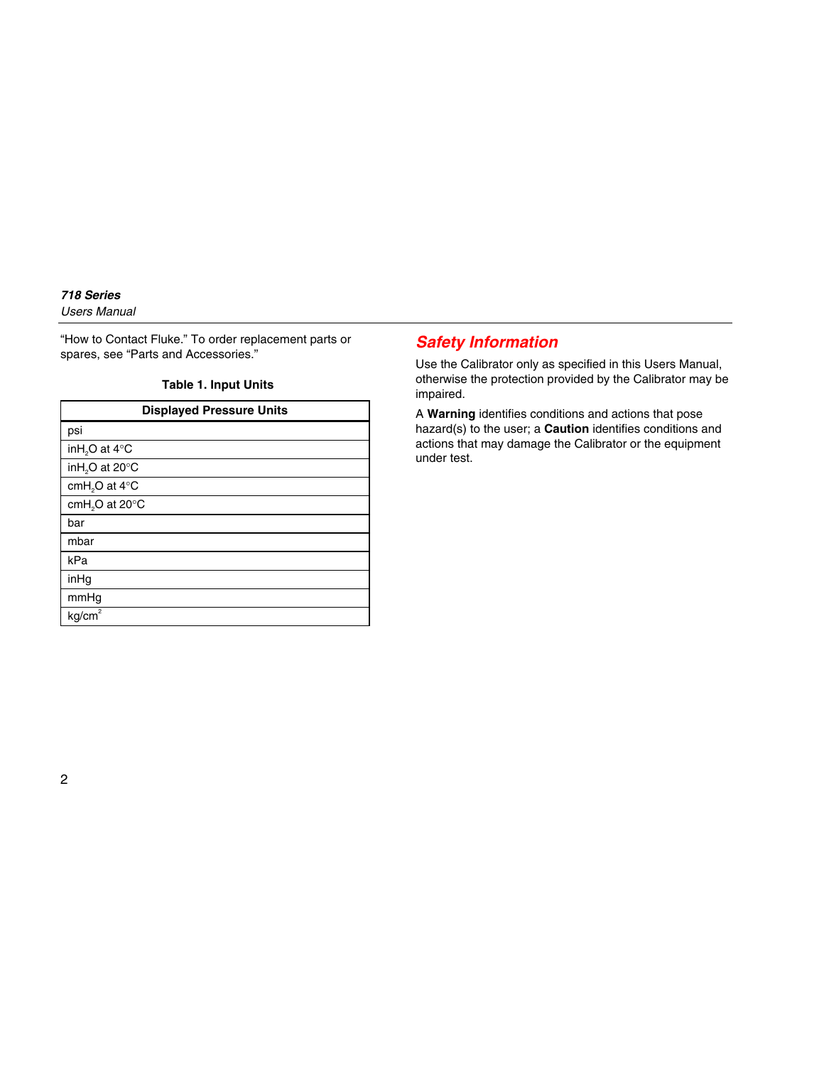"How to Contact Fluke." To order replacement parts or spares, see "Parts and Accessories."

**Table 1. Input Units**

| Displayed Pressure Units |
| --- |
| psi |
| in$H_2O$ at 4°C |
| in$H_2O$ at 20°C |
| cm$H_2O$ at 4°C |
| cm$H_2O$ at 20°C |
| bar |
| mbar |
| kPa |
| inHg |
| mmHg |
| kg/cm$^2$ |

## Safety Information

Use the Calibrator only as specified in this Users Manual, otherwise the protection provided by the Calibrator may be impaired.

A **Warning** identifies conditions and actions that pose hazard(s) to the user; a **Caution** identifies conditions and actions that may damage the Calibrator or the equipment under test.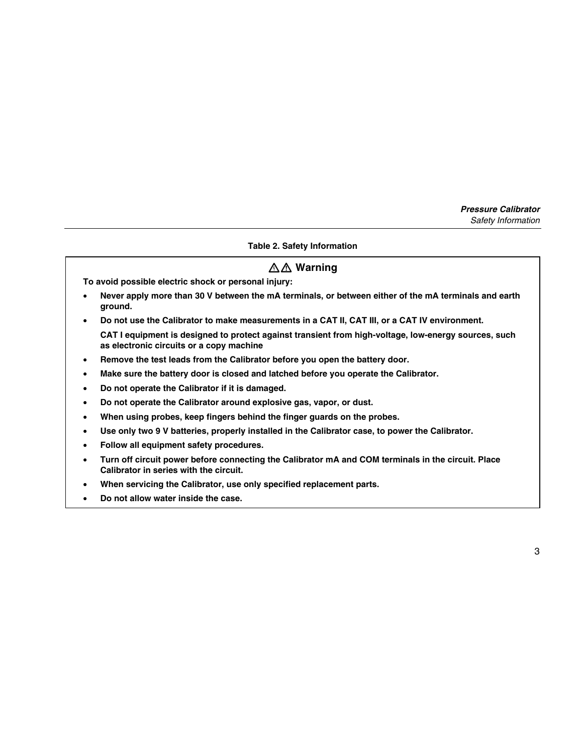**Table 2. Safety Information**

**⚠⚠ Warning**

**To avoid possible electric shock or personal injury:**

- **Never apply more than 30 V between the mA terminals, or between either of the mA terminals and earth ground.**
- **Do not use the Calibrator to make measurements in a CAT II, CAT III, or a CAT IV environment.**

  **CAT I equipment is designed to protect against transient from high-voltage, low-energy sources, such as electronic circuits or a copy machine**
- **Remove the test leads from the Calibrator before you open the battery door.**
- **Make sure the battery door is closed and latched before you operate the Calibrator.**
- **Do not operate the Calibrator if it is damaged.**
- **Do not operate the Calibrator around explosive gas, vapor, or dust.**
- **When using probes, keep fingers behind the finger guards on the probes.**
- **Use only two 9 V batteries, properly installed in the Calibrator case, to power the Calibrator.**
- **Follow all equipment safety procedures.**
- **Turn off circuit power before connecting the Calibrator mA and COM terminals in the circuit. Place Calibrator in series with the circuit.**
- **When servicing the Calibrator, use only specified replacement parts.**
- **Do not allow water inside the case.**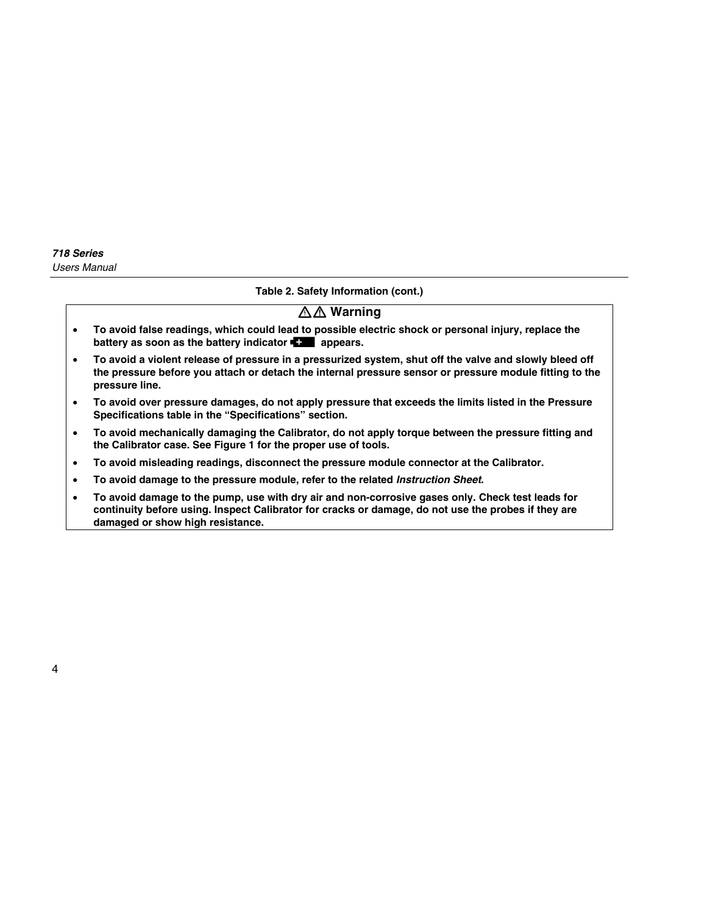**Table 2. Safety Information (cont.)**

### ⚠⚠ Warning

- **To avoid false readings, which could lead to possible electric shock or personal injury, replace the battery as soon as the battery indicator appears.**
- **To avoid a violent release of pressure in a pressurized system, shut off the valve and slowly bleed off the pressure before you attach or detach the internal pressure sensor or pressure module fitting to the pressure line.**
- **To avoid over pressure damages, do not apply pressure that exceeds the limits listed in the Pressure Specifications table in the "Specifications" section.**
- **To avoid mechanically damaging the Calibrator, do not apply torque between the pressure fitting and the Calibrator case. See Figure 1 for the proper use of tools.**
- **To avoid misleading readings, disconnect the pressure module connector at the Calibrator.**
- **To avoid damage to the pressure module, refer to the related *Instruction Sheet*.**
- **To avoid damage to the pump, use with dry air and non-corrosive gases only. Check test leads for continuity before using. Inspect Calibrator for cracks or damage, do not use the probes if they are damaged or show high resistance.**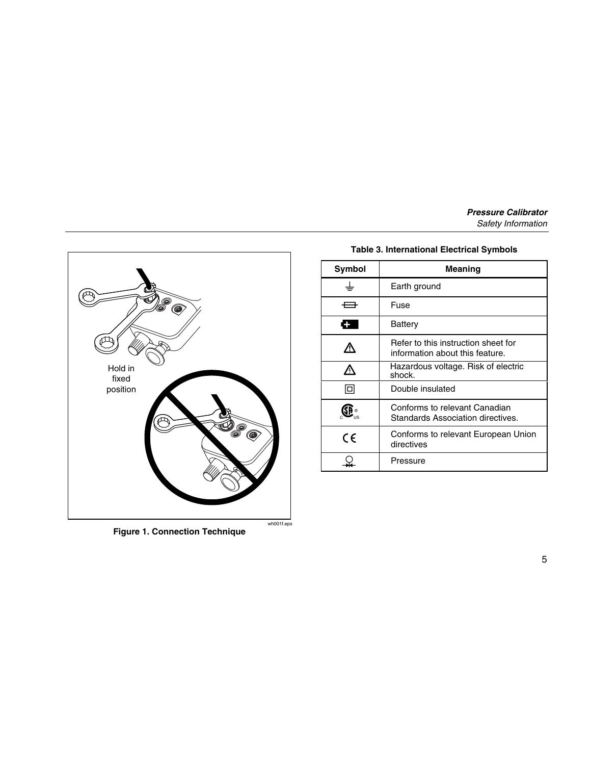Hold in fixed position

Figure 1. Connection Technique

**Table 3. International Electrical Symbols**

| Symbol | Meaning |
|---|---|
| ⏚ | Earth ground |
| Fuse symbol | Fuse |
| Battery symbol | Battery |
| ⚠ | Refer to this instruction sheet for information about this feature. |
| ⚠ | Hazardous voltage. Risk of electric shock. |
| ⧈ | Double insulated |
| CSA mark | Conforms to relevant Canadian Standards Association directives. |
| CE | Conforms to relevant European Union directives |
| Pressure symbol | Pressure |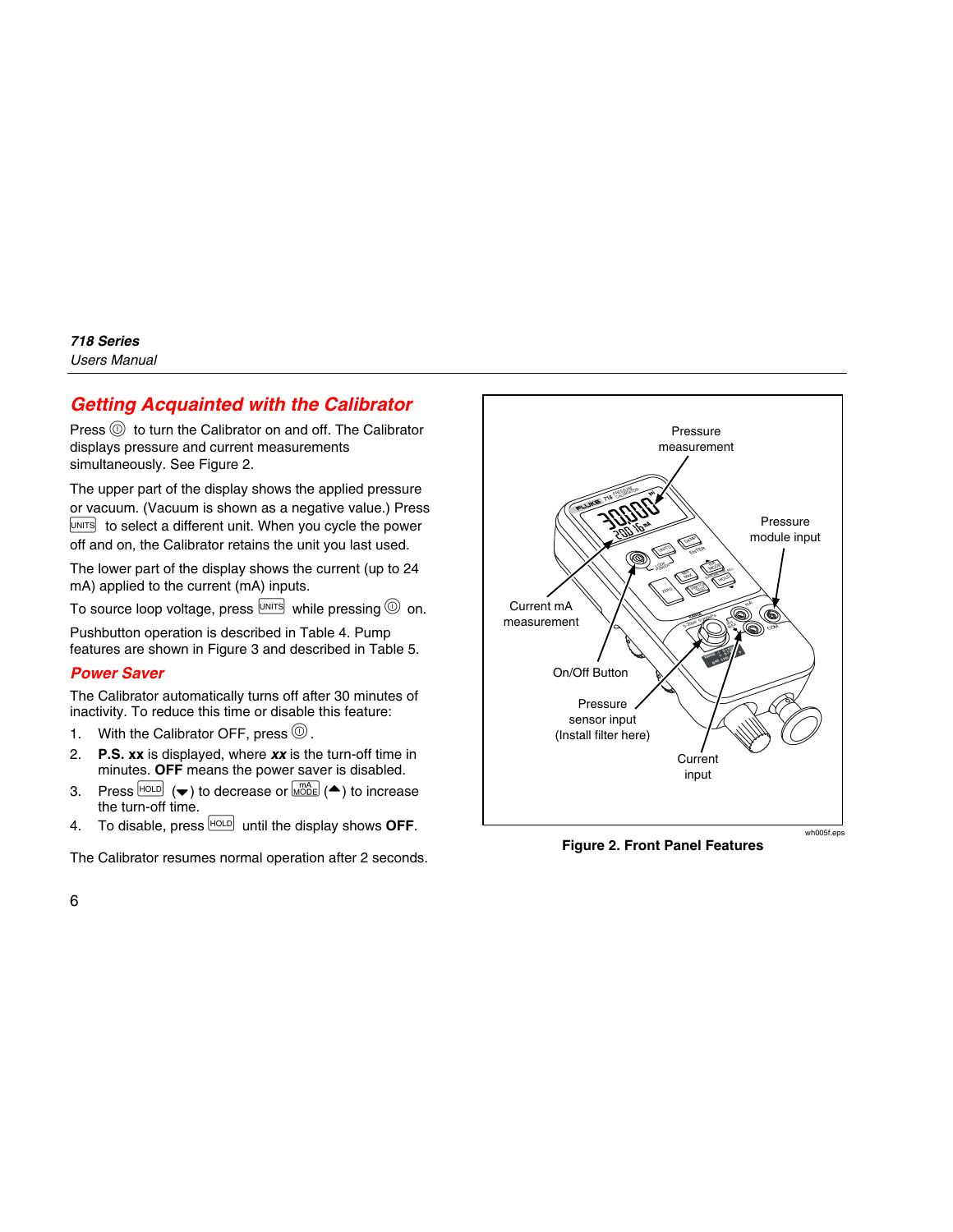## Getting Acquainted with the Calibrator

Press ⓞ to turn the Calibrator on and off. The Calibrator displays pressure and current measurements simultaneously. See Figure 2.

The upper part of the display shows the applied pressure or vacuum. (Vacuum is shown as a negative value.) Press UNITS to select a different unit. When you cycle the power off and on, the Calibrator retains the unit you last used.

The lower part of the display shows the current (up to 24 mA) applied to the current (mA) inputs.

To source loop voltage, press UNITS while pressing ⓞ on.

Pushbutton operation is described in Table 4. Pump features are shown in Figure 3 and described in Table 5.

### Power Saver

The Calibrator automatically turns off after 30 minutes of inactivity. To reduce this time or disable this feature:

1. With the Calibrator OFF, press ⓞ.
2. **P.S. xx** is displayed, where ***xx*** is the turn-off time in minutes. **OFF** means the power saver is disabled.
3. Press HOLD (▼) to decrease or mA MODE (▲) to increase the turn-off time.
4. To disable, press HOLD until the display shows **OFF**.

The Calibrator resumes normal operation after 2 seconds.

Pressure measurement

Pressure module input

Current mA measurement

On/Off Button

Pressure sensor input (Install filter here)

Current input

wh005f.eps

**Figure 2. Front Panel Features**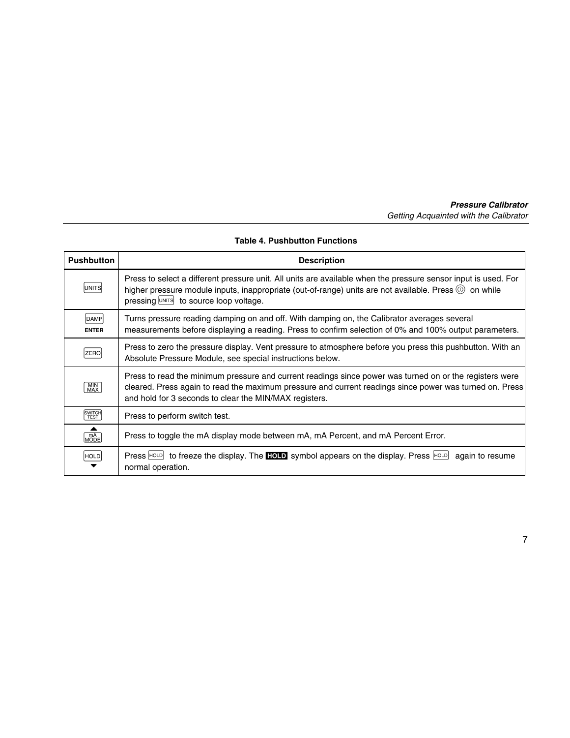**Table 4. Pushbutton Functions**

| Pushbutton | Description |
|---|---|
| UNITS | Press to select a different pressure unit. All units are available when the pressure sensor input is used. For higher pressure module inputs, inappropriate (out-of-range) units are not available. Press ⓘ on while pressing UNITS to source loop voltage. |
| DAMP ENTER | Turns pressure reading damping on and off. With damping on, the Calibrator averages several measurements before displaying a reading. Press to confirm selection of 0% and 100% output parameters. |
| ZERO | Press to zero the pressure display. Vent pressure to atmosphere before you press this pushbutton. With an Absolute Pressure Module, see special instructions below. |
| MIN MAX | Press to read the minimum pressure and current readings since power was turned on or the registers were cleared. Press again to read the maximum pressure and current readings since power was turned on. Press and hold for 3 seconds to clear the MIN/MAX registers. |
| SWITCH TEST | Press to perform switch test. |
| ▲ mA MODE | Press to toggle the mA display mode between mA, mA Percent, and mA Percent Error. |
| HOLD ▼ | Press HOLD to freeze the display. The **HOLD** symbol appears on the display. Press HOLD again to resume normal operation. |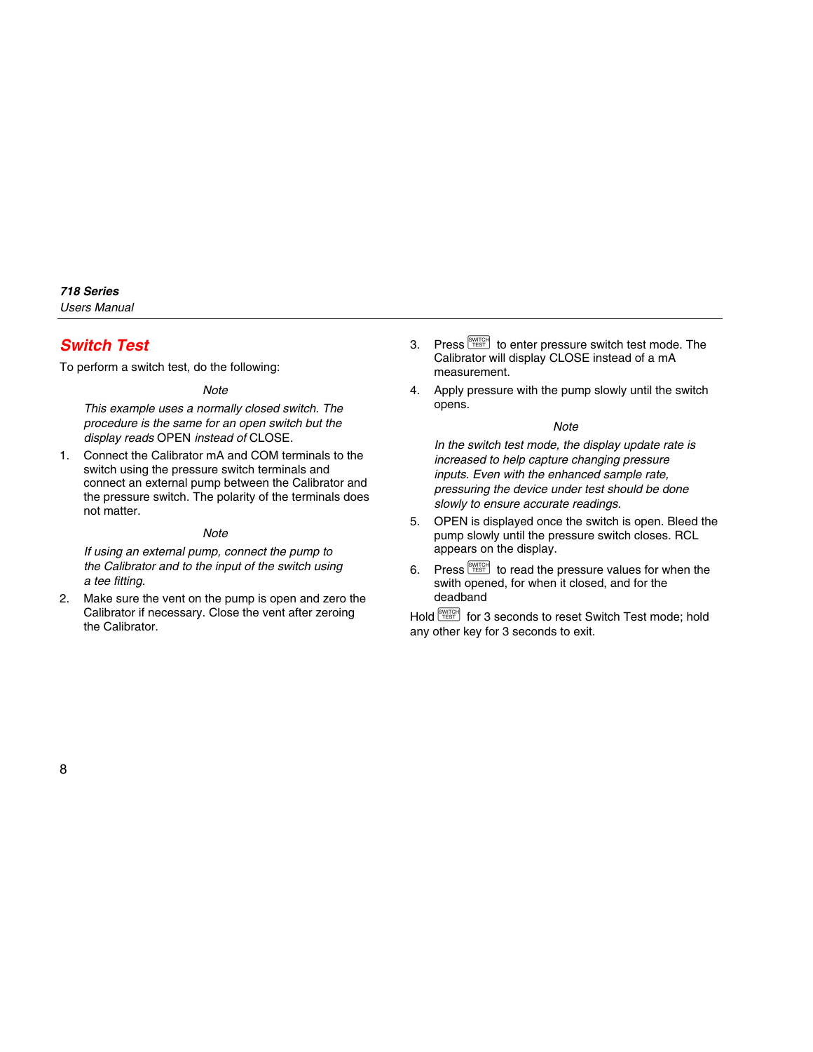## Switch Test

To perform a switch test, do the following:

*Note*

*This example uses a normally closed switch. The procedure is the same for an open switch but the display reads* OPEN *instead of* CLOSE.

1. Connect the Calibrator mA and COM terminals to the switch using the pressure switch terminals and connect an external pump between the Calibrator and the pressure switch. The polarity of the terminals does not matter.

   *Note*

   *If using an external pump, connect the pump to the Calibrator and to the input of the switch using a tee fitting.*

2. Make sure the vent on the pump is open and zero the Calibrator if necessary. Close the vent after zeroing the Calibrator.
3. Press SWITCH TEST to enter pressure switch test mode. The Calibrator will display CLOSE instead of a mA measurement.
4. Apply pressure with the pump slowly until the switch opens.

   *Note*

   *In the switch test mode, the display update rate is increased to help capture changing pressure inputs. Even with the enhanced sample rate, pressuring the device under test should be done slowly to ensure accurate readings.*

5. OPEN is displayed once the switch is open. Bleed the pump slowly until the pressure switch closes. RCL appears on the display.
6. Press SWITCH TEST to read the pressure values for when the swith opened, for when it closed, and for the deadband

Hold SWITCH TEST for 3 seconds to reset Switch Test mode; hold any other key for 3 seconds to exit.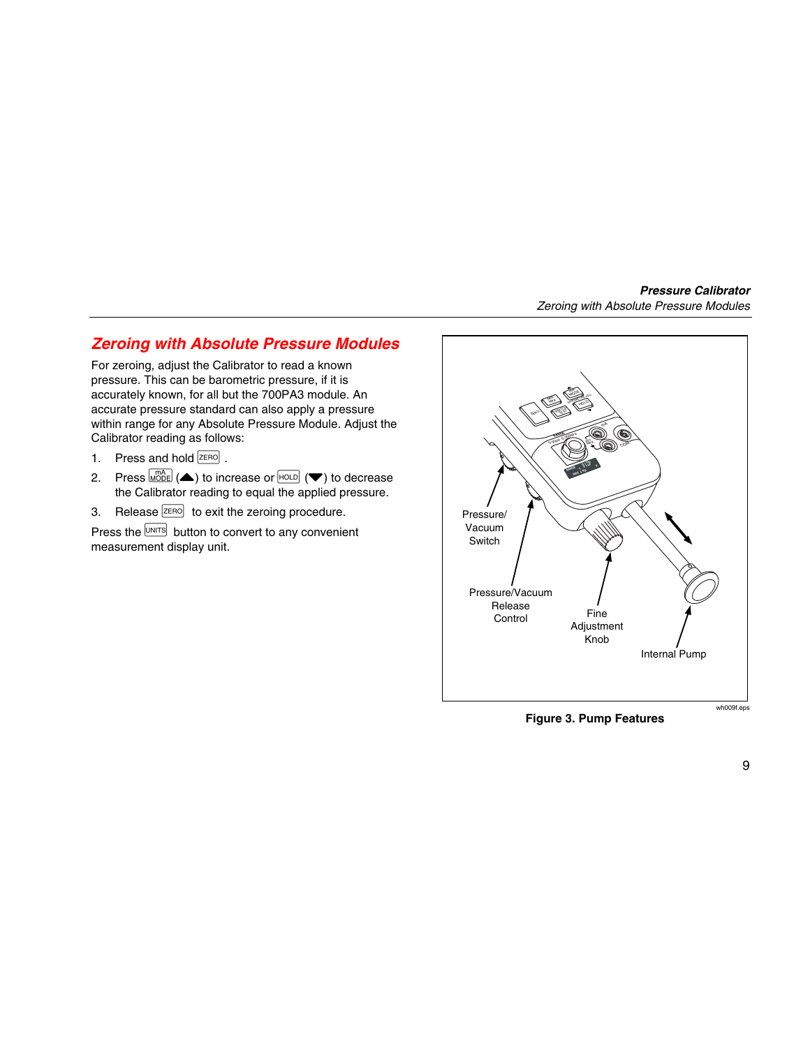## Zeroing with Absolute Pressure Modules

For zeroing, adjust the Calibrator to read a known pressure. This can be barometric pressure, if it is accurately known, for all but the 700PA3 module. An accurate pressure standard can also apply a pressure within range for any Absolute Pressure Module. Adjust the Calibrator reading as follows:

1. Press and hold ZERO .
2. Press mA MODE (▲) to increase or HOLD (▼) to decrease the Calibrator reading to equal the applied pressure.
3. Release ZERO to exit the zeroing procedure.

Press the UNITS button to convert to any convenient measurement display unit.

Pressure/ Vacuum Switch

Pressure/Vacuum Release Control

Fine Adjustment Knob

Internal Pump

wh009f.eps

**Figure 3. Pump Features**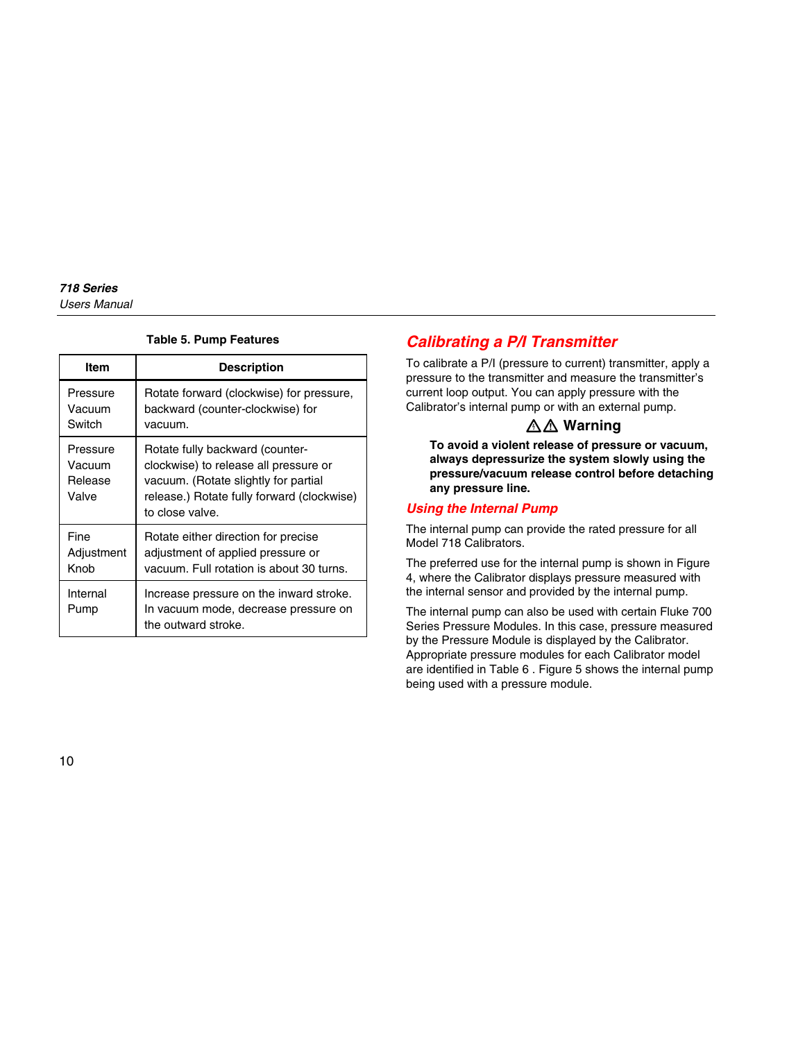Table 5. Pump Features

| Item | Description |
| --- | --- |
| Pressure Vacuum Switch | Rotate forward (clockwise) for pressure, backward (counter-clockwise) for vacuum. |
| Pressure Vacuum Release Valve | Rotate fully backward (counter-clockwise) to release all pressure or vacuum. (Rotate slightly for partial release.) Rotate fully forward (clockwise) to close valve. |
| Fine Adjustment Knob | Rotate either direction for precise adjustment of applied pressure or vacuum. Full rotation is about 30 turns. |
| Internal Pump | Increase pressure on the inward stroke. In vacuum mode, decrease pressure on the outward stroke. |

## Calibrating a P/I Transmitter

To calibrate a P/I (pressure to current) transmitter, apply a pressure to the transmitter and measure the transmitter's current loop output. You can apply pressure with the Calibrator's internal pump or with an external pump.

**⚠⚠ Warning**

**To avoid a violent release of pressure or vacuum, always depressurize the system slowly using the pressure/vacuum release control before detaching any pressure line.**

### Using the Internal Pump

The internal pump can provide the rated pressure for all Model 718 Calibrators.

The preferred use for the internal pump is shown in Figure 4, where the Calibrator displays pressure measured with the internal sensor and provided by the internal pump.

The internal pump can also be used with certain Fluke 700 Series Pressure Modules. In this case, pressure measured by the Pressure Module is displayed by the Calibrator. Appropriate pressure modules for each Calibrator model are identified in Table 6 . Figure 5 shows the internal pump being used with a pressure module.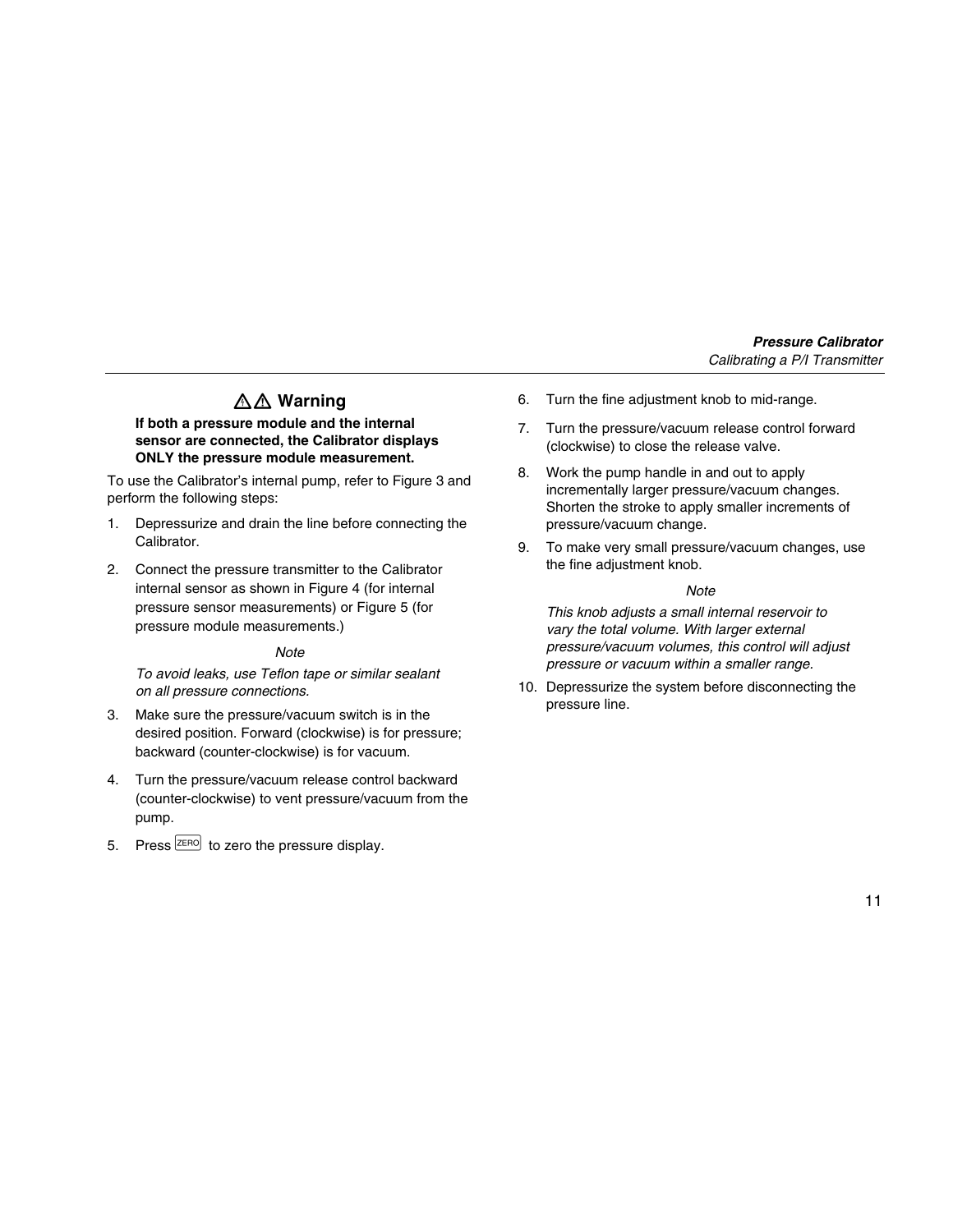**⚠⚠ Warning**

**If both a pressure module and the internal sensor are connected, the Calibrator displays ONLY the pressure module measurement.**

To use the Calibrator's internal pump, refer to Figure 3 and perform the following steps:

1. Depressurize and drain the line before connecting the Calibrator.
2. Connect the pressure transmitter to the Calibrator internal sensor as shown in Figure 4 (for internal pressure sensor measurements) or Figure 5 (for pressure module measurements.)

   *Note*

   *To avoid leaks, use Teflon tape or similar sealant on all pressure connections.*

3. Make sure the pressure/vacuum switch is in the desired position. Forward (clockwise) is for pressure; backward (counter-clockwise) is for vacuum.
4. Turn the pressure/vacuum release control backward (counter-clockwise) to vent pressure/vacuum from the pump.
5. Press ZERO to zero the pressure display.
6. Turn the fine adjustment knob to mid-range.
7. Turn the pressure/vacuum release control forward (clockwise) to close the release valve.
8. Work the pump handle in and out to apply incrementally larger pressure/vacuum changes. Shorten the stroke to apply smaller increments of pressure/vacuum change.
9. To make very small pressure/vacuum changes, use the fine adjustment knob.

   *Note*

   *This knob adjusts a small internal reservoir to vary the total volume. With larger external pressure/vacuum volumes, this control will adjust pressure or vacuum within a smaller range.*

10. Depressurize the system before disconnecting the pressure line.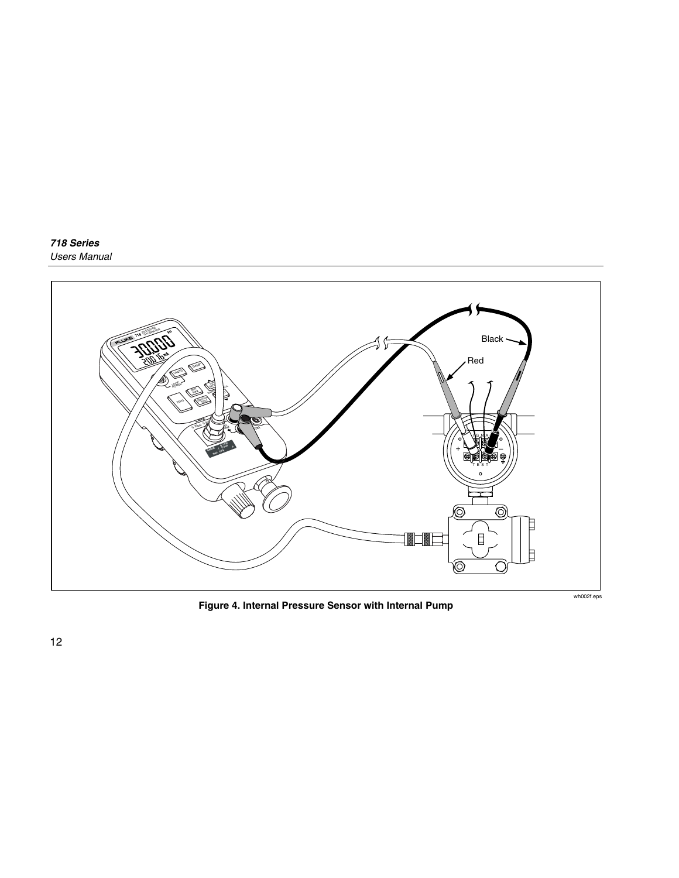Figure 4. Internal Pressure Sensor with Internal Pump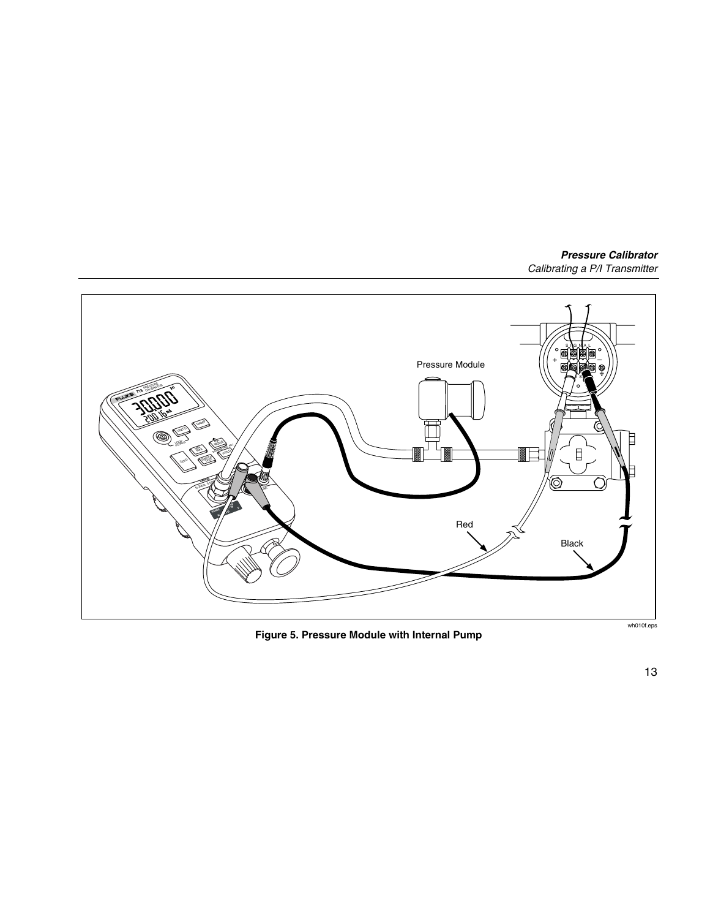Figure 5. Pressure Module with Internal Pump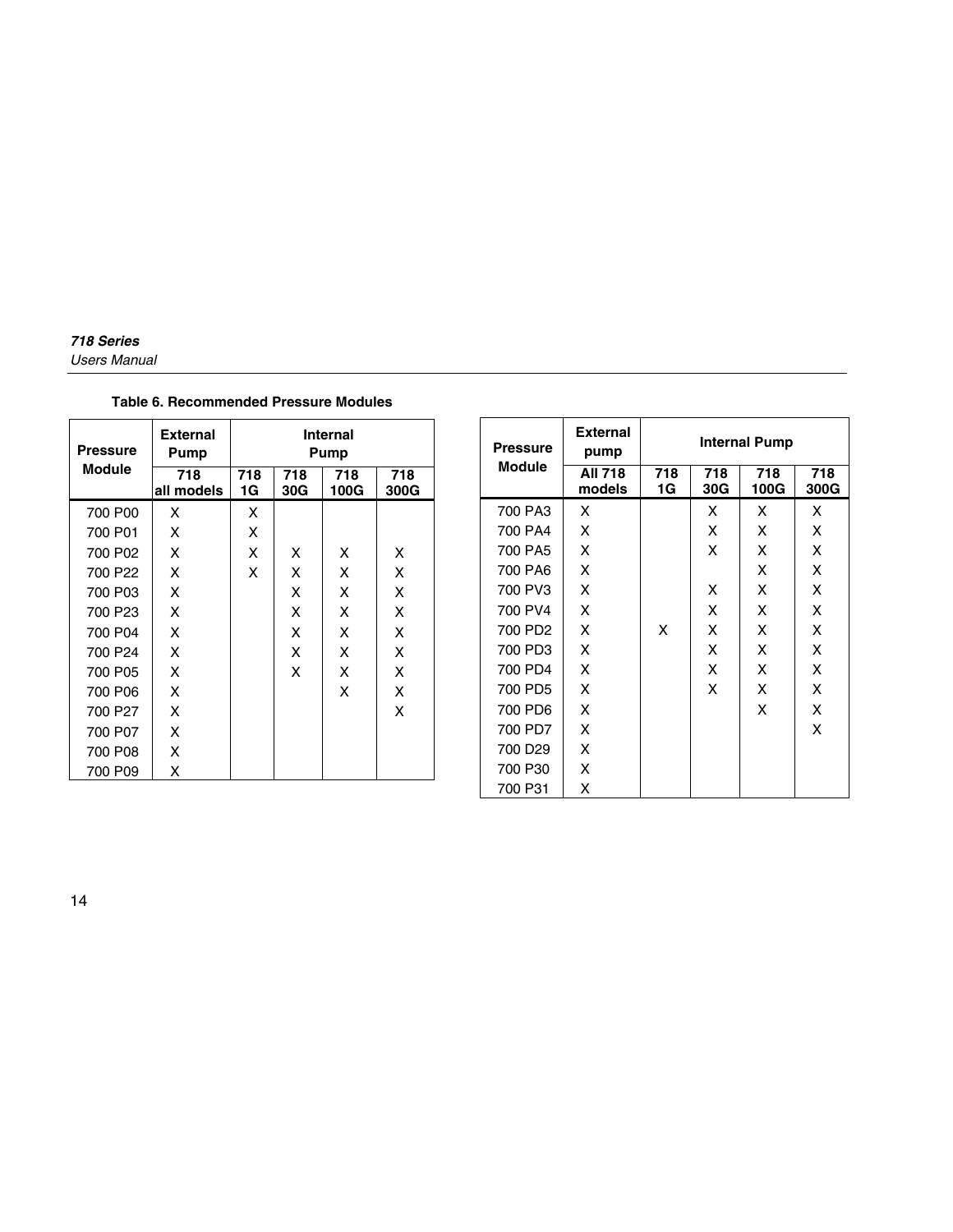**Table 6. Recommended Pressure Modules**

| Pressure Module | External Pump | Internal Pump | | | |
|---|---|---|---|---|---|
| | 718 all models | 718 1G | 718 30G | 718 100G | 718 300G |
| 700 P00 | X | X | | | |
| 700 P01 | X | X | | | |
| 700 P02 | X | X | X | X | X |
| 700 P22 | X | X | X | X | X |
| 700 P03 | X | | X | X | X |
| 700 P23 | X | | X | X | X |
| 700 P04 | X | | X | X | X |
| 700 P24 | X | | X | X | X |
| 700 P05 | X | | X | X | X |
| 700 P06 | X | | | X | X |
| 700 P27 | X | | | | X |
| 700 P07 | X | | | | |
| 700 P08 | X | | | | |
| 700 P09 | X | | | | |

| Pressure Module | External pump | Internal Pump | | | |
|---|---|---|---|---|---|
| | All 718 models | 718 1G | 718 30G | 718 100G | 718 300G |
| 700 PA3 | X | | X | X | X |
| 700 PA4 | X | | X | X | X |
| 700 PA5 | X | | X | X | X |
| 700 PA6 | X | | | X | X |
| 700 PV3 | X | | X | X | X |
| 700 PV4 | X | | X | X | X |
| 700 PD2 | X | X | X | X | X |
| 700 PD3 | X | | X | X | X |
| 700 PD4 | X | | X | X | X |
| 700 PD5 | X | | X | X | X |
| 700 PD6 | X | | | X | X |
| 700 PD7 | X | | | | X |
| 700 D29 | X | | | | |
| 700 P30 | X | | | | |
| 700 P31 | X | | | | |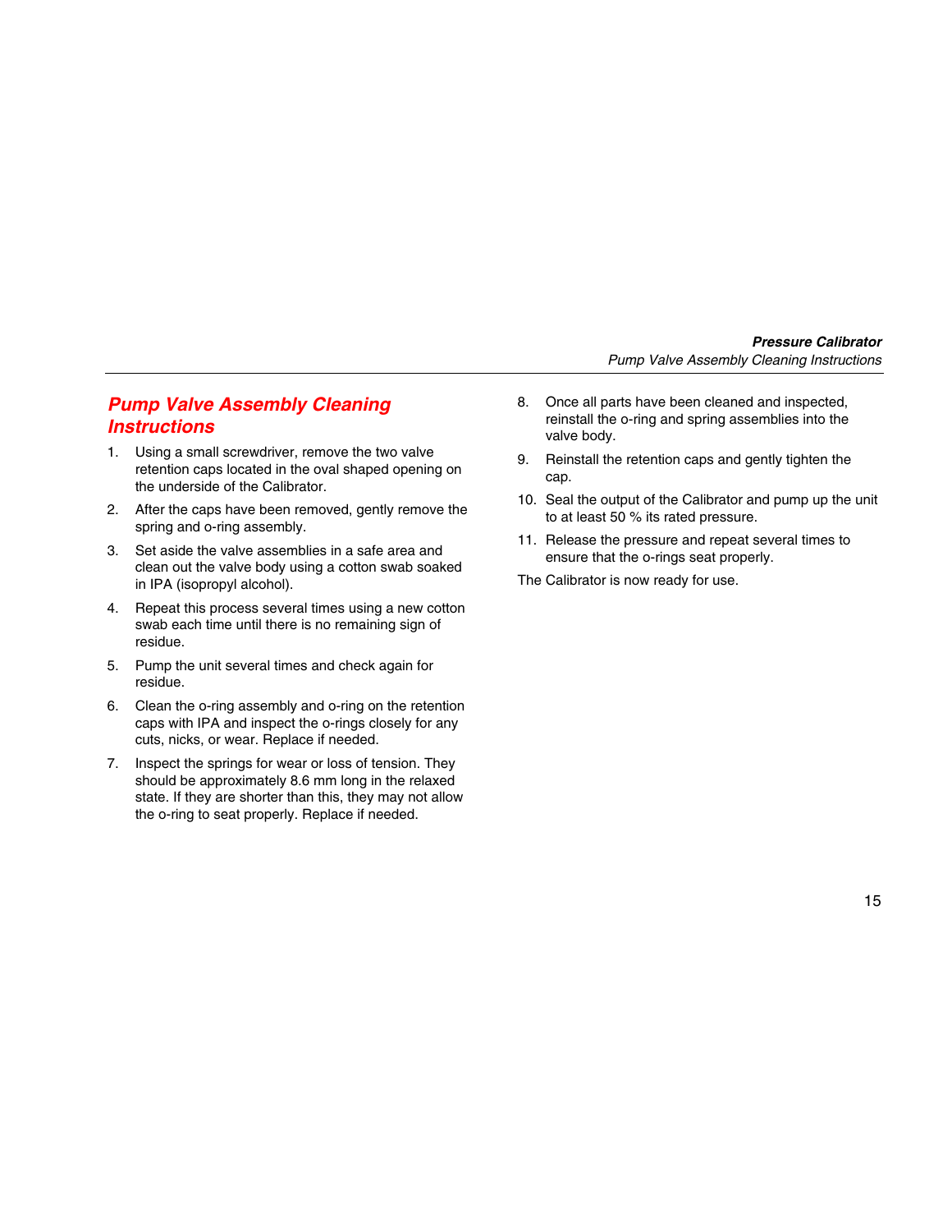## Pump Valve Assembly Cleaning Instructions

1. Using a small screwdriver, remove the two valve retention caps located in the oval shaped opening on the underside of the Calibrator.
2. After the caps have been removed, gently remove the spring and o-ring assembly.
3. Set aside the valve assemblies in a safe area and clean out the valve body using a cotton swab soaked in IPA (isopropyl alcohol).
4. Repeat this process several times using a new cotton swab each time until there is no remaining sign of residue.
5. Pump the unit several times and check again for residue.
6. Clean the o-ring assembly and o-ring on the retention caps with IPA and inspect the o-rings closely for any cuts, nicks, or wear. Replace if needed.
7. Inspect the springs for wear or loss of tension. They should be approximately 8.6 mm long in the relaxed state. If they are shorter than this, they may not allow the o-ring to seat properly. Replace if needed.
8. Once all parts have been cleaned and inspected, reinstall the o-ring and spring assemblies into the valve body.
9. Reinstall the retention caps and gently tighten the cap.
10. Seal the output of the Calibrator and pump up the unit to at least 50 % its rated pressure.
11. Release the pressure and repeat several times to ensure that the o-rings seat properly.

The Calibrator is now ready for use.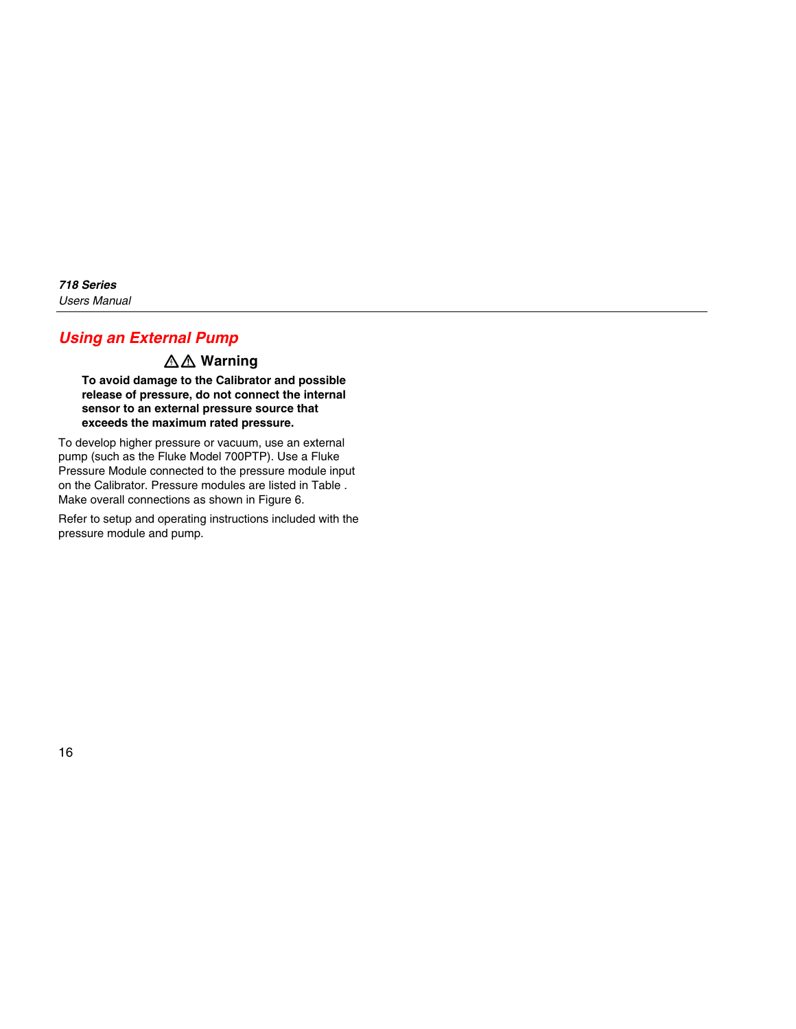## Using an External Pump

**⚠⚠ Warning**

**To avoid damage to the Calibrator and possible release of pressure, do not connect the internal sensor to an external pressure source that exceeds the maximum rated pressure.**

To develop higher pressure or vacuum, use an external pump (such as the Fluke Model 700PTP). Use a Fluke Pressure Module connected to the pressure module input on the Calibrator. Pressure modules are listed in Table . Make overall connections as shown in Figure 6.

Refer to setup and operating instructions included with the pressure module and pump.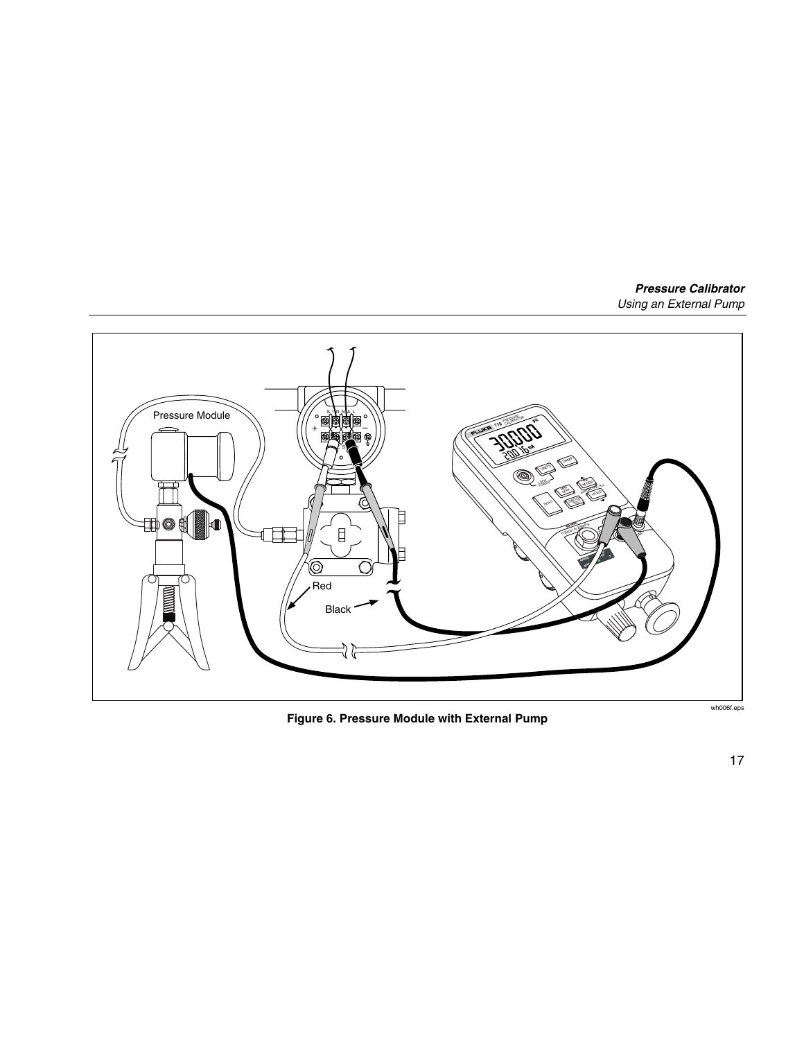Figure 6. Pressure Module with External Pump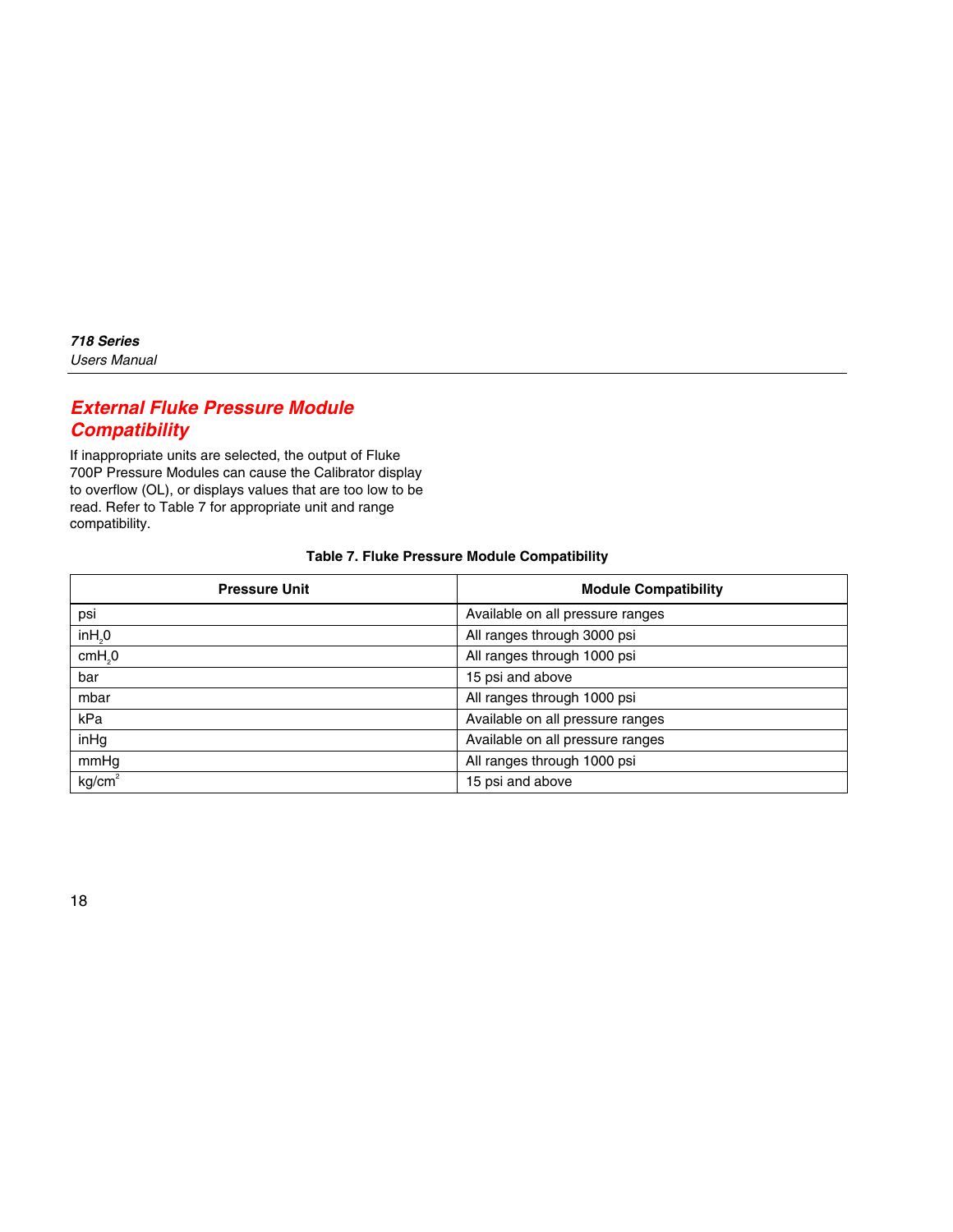## External Fluke Pressure Module Compatibility

If inappropriate units are selected, the output of Fluke 700P Pressure Modules can cause the Calibrator display to overflow (OL), or displays values that are too low to be read. Refer to Table 7 for appropriate unit and range compatibility.

**Table 7. Fluke Pressure Module Compatibility**

| Pressure Unit | Module Compatibility |
|---|---|
| psi | Available on all pressure ranges |
| $inH_20$ | All ranges through 3000 psi |
| $cmH_20$ | All ranges through 1000 psi |
| bar | 15 psi and above |
| mbar | All ranges through 1000 psi |
| kPa | Available on all pressure ranges |
| inHg | Available on all pressure ranges |
| mmHg | All ranges through 1000 psi |
| $kg/cm^2$ | 15 psi and above |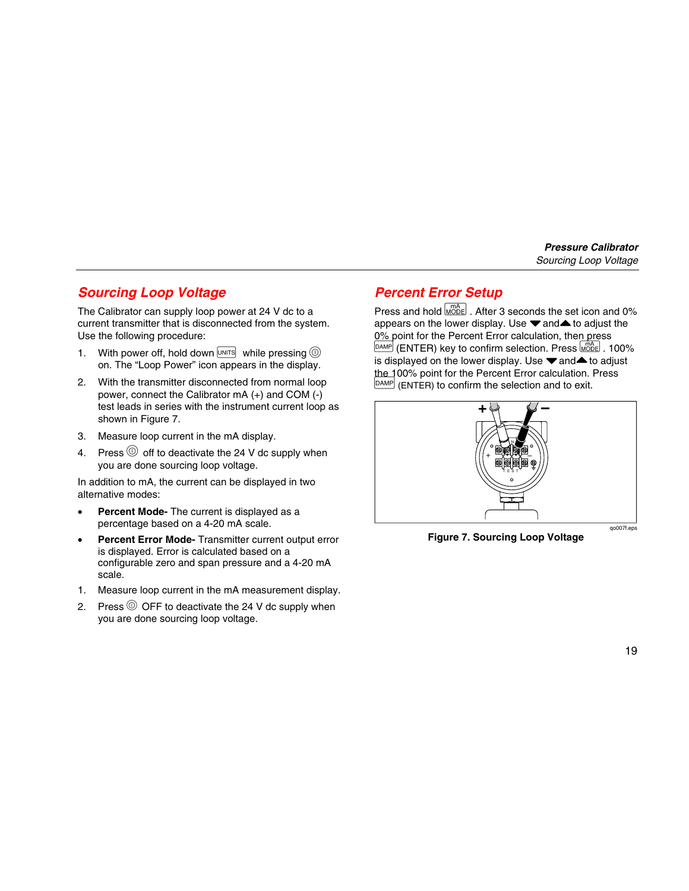## Sourcing Loop Voltage

The Calibrator can supply loop power at 24 V dc to a current transmitter that is disconnected from the system. Use the following procedure:

1. With power off, hold down UNITS while pressing ⓘ on. The "Loop Power" icon appears in the display.
2. With the transmitter disconnected from normal loop power, connect the Calibrator mA (+) and COM (-) test leads in series with the instrument current loop as shown in Figure 7.
3. Measure loop current in the mA display.
4. Press ⓘ off to deactivate the 24 V dc supply when you are done sourcing loop voltage.

In addition to mA, the current can be displayed in two alternative modes:

- **Percent Mode-** The current is displayed as a percentage based on a 4-20 mA scale.
- **Percent Error Mode-** Transmitter current output error is displayed. Error is calculated based on a configurable zero and span pressure and a 4-20 mA scale.

1. Measure loop current in the mA measurement display.
2. Press ⓘ OFF to deactivate the 24 V dc supply when you are done sourcing loop voltage.

## Percent Error Setup

Press and hold mA MODE. After 3 seconds the set icon and 0% appears on the lower display. Use ▼ and ▲ to adjust the 0% point for the Percent Error calculation, then press DAMP (ENTER) key to confirm selection. Press mA MODE. 100% is displayed on the lower display. Use ▼ and ▲ to adjust the 100% point for the Percent Error calculation. Press DAMP (ENTER) to confirm the selection and to exit.

qo007f.eps

**Figure 7. Sourcing Loop Voltage**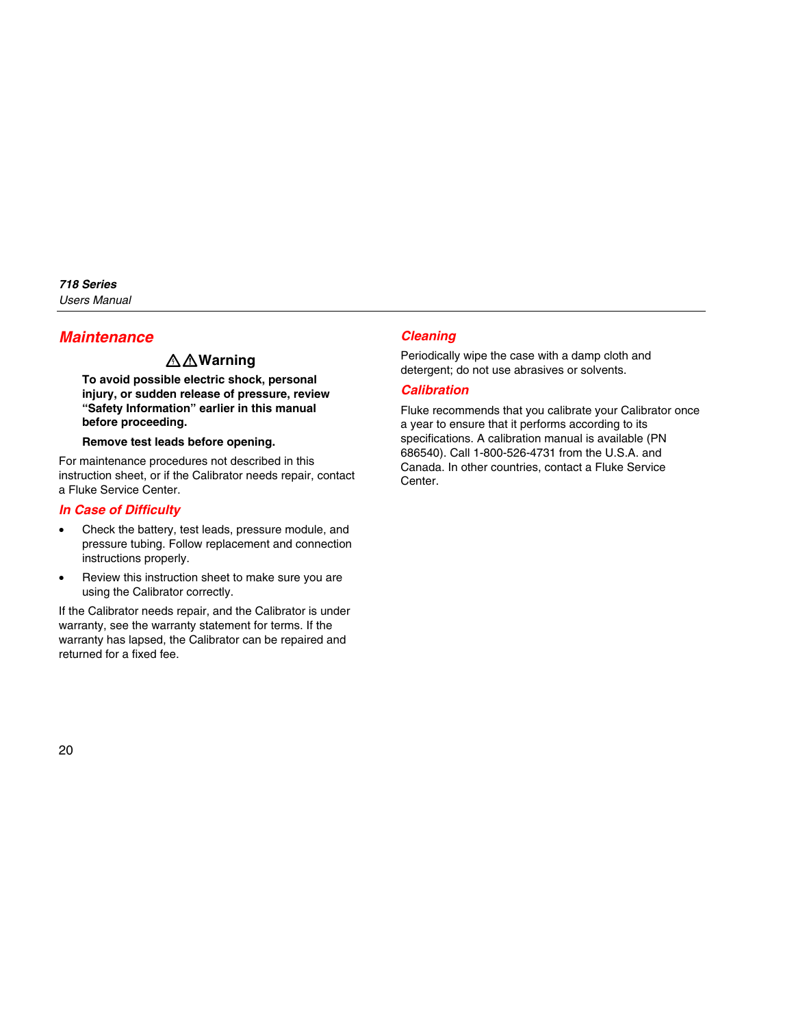## Maintenance

**⚠⚠Warning**

**To avoid possible electric shock, personal injury, or sudden release of pressure, review "Safety Information" earlier in this manual before proceeding.**

**Remove test leads before opening.**

For maintenance procedures not described in this instruction sheet, or if the Calibrator needs repair, contact a Fluke Service Center.

### In Case of Difficulty

- Check the battery, test leads, pressure module, and pressure tubing. Follow replacement and connection instructions properly.
- Review this instruction sheet to make sure you are using the Calibrator correctly.

If the Calibrator needs repair, and the Calibrator is under warranty, see the warranty statement for terms. If the warranty has lapsed, the Calibrator can be repaired and returned for a fixed fee.

### Cleaning

Periodically wipe the case with a damp cloth and detergent; do not use abrasives or solvents.

### Calibration

Fluke recommends that you calibrate your Calibrator once a year to ensure that it performs according to its specifications. A calibration manual is available (PN 686540). Call 1-800-526-4731 from the U.S.A. and Canada. In other countries, contact a Fluke Service Center.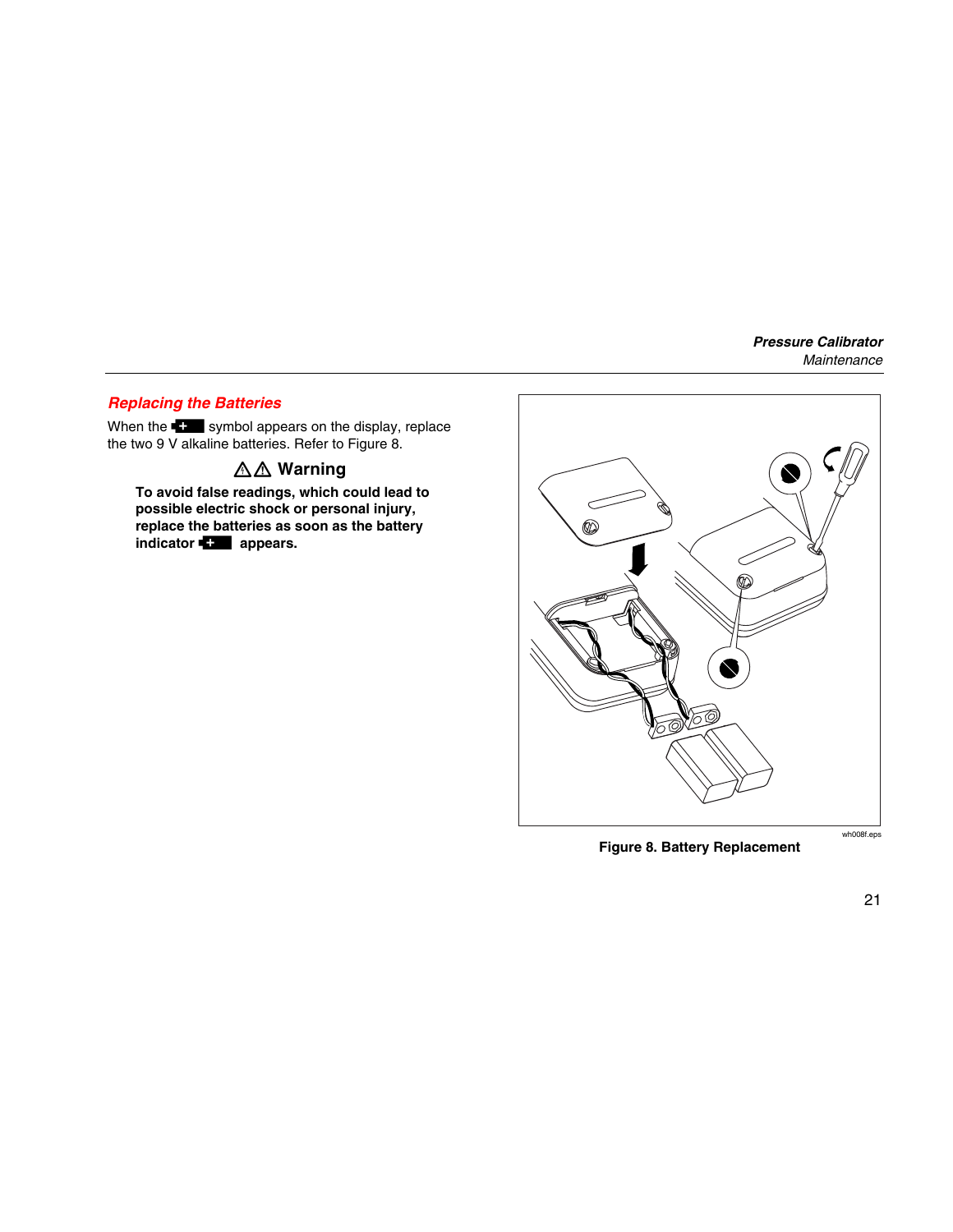## Replacing the Batteries

When the ▪+ symbol appears on the display, replace the two 9 V alkaline batteries. Refer to Figure 8.

### ⚠⚠ Warning

**To avoid false readings, which could lead to possible electric shock or personal injury, replace the batteries as soon as the battery indicator ▪+ appears.**

wh008f.eps

**Figure 8. Battery Replacement**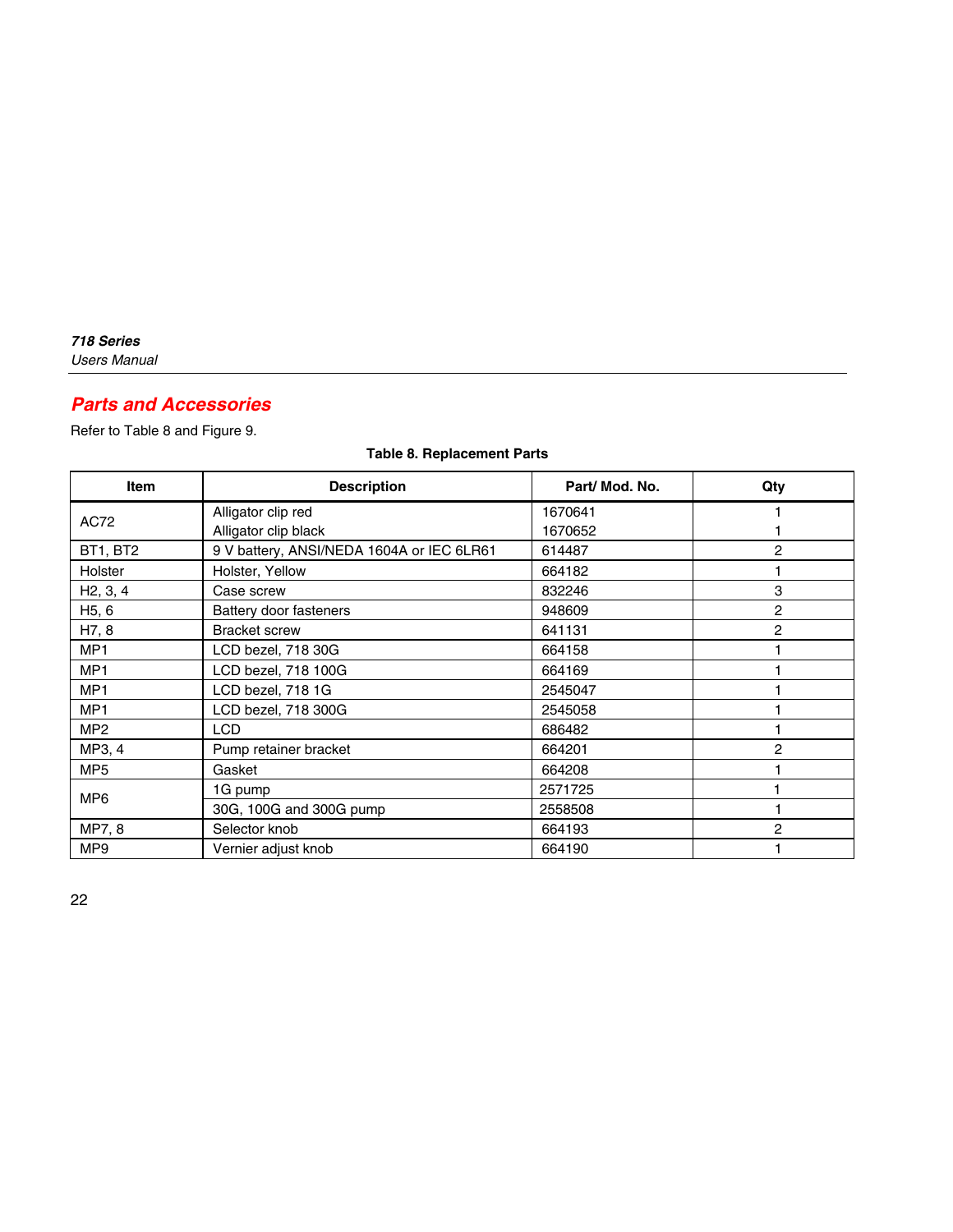## Parts and Accessories

Refer to Table 8 and Figure 9.

**Table 8. Replacement Parts**

| Item | Description | Part/ Mod. No. | Qty |
|---|---|---|---|
| AC72 | Alligator clip red<br>Alligator clip black | 1670641<br>1670652 | 1<br>1 |
| BT1, BT2 | 9 V battery, ANSI/NEDA 1604A or IEC 6LR61 | 614487 | 2 |
| Holster | Holster, Yellow | 664182 | 1 |
| H2, 3, 4 | Case screw | 832246 | 3 |
| H5, 6 | Battery door fasteners | 948609 | 2 |
| H7, 8 | Bracket screw | 641131 | 2 |
| MP1 | LCD bezel, 718 30G | 664158 | 1 |
| MP1 | LCD bezel, 718 100G | 664169 | 1 |
| MP1 | LCD bezel, 718 1G | 2545047 | 1 |
| MP1 | LCD bezel, 718 300G | 2545058 | 1 |
| MP2 | LCD | 686482 | 1 |
| MP3, 4 | Pump retainer bracket | 664201 | 2 |
| MP5 | Gasket | 664208 | 1 |
| MP6 | 1G pump | 2571725 | 1 |
| | 30G, 100G and 300G pump | 2558508 | 1 |
| MP7, 8 | Selector knob | 664193 | 2 |
| MP9 | Vernier adjust knob | 664190 | 1 |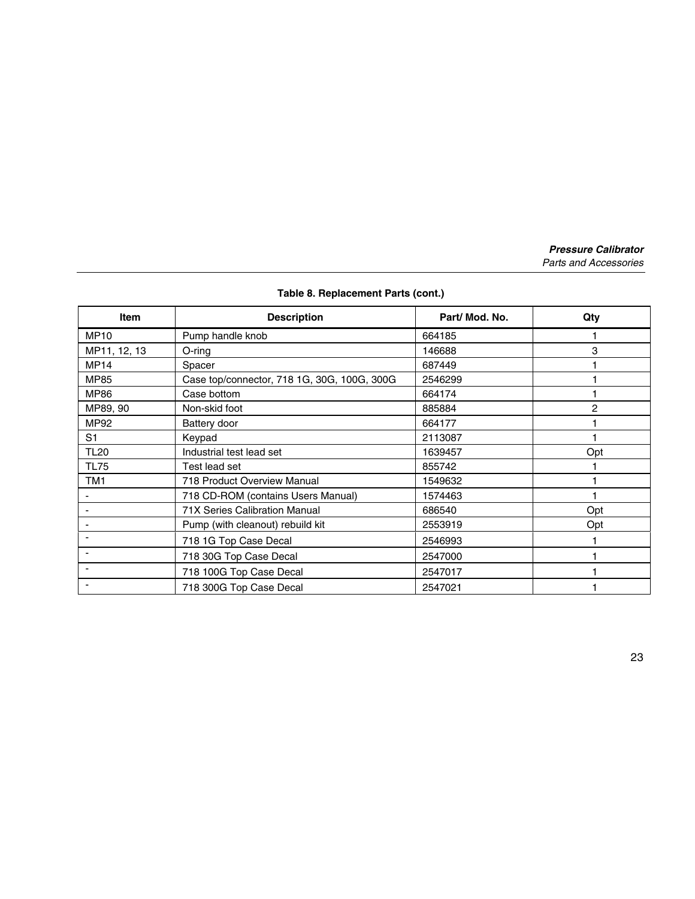**Table 8. Replacement Parts (cont.)**

| Item | Description | Part/ Mod. No. | Qty |
|---|---|---|---|
| MP10 | Pump handle knob | 664185 | 1 |
| MP11, 12, 13 | O-ring | 146688 | 3 |
| MP14 | Spacer | 687449 | 1 |
| MP85 | Case top/connector, 718 1G, 30G, 100G, 300G | 2546299 | 1 |
| MP86 | Case bottom | 664174 | 1 |
| MP89, 90 | Non-skid foot | 885884 | 2 |
| MP92 | Battery door | 664177 | 1 |
| S1 | Keypad | 2113087 | 1 |
| TL20 | Industrial test lead set | 1639457 | Opt |
| TL75 | Test lead set | 855742 | 1 |
| TM1 | 718 Product Overview Manual | 1549632 | 1 |
| - | 718 CD-ROM (contains Users Manual) | 1574463 | 1 |
| - | 71X Series Calibration Manual | 686540 | Opt |
| - | Pump (with cleanout) rebuild kit | 2553919 | Opt |
| - | 718 1G Top Case Decal | 2546993 | 1 |
| - | 718 30G Top Case Decal | 2547000 | 1 |
| - | 718 100G Top Case Decal | 2547017 | 1 |
| - | 718 300G Top Case Decal | 2547021 | 1 |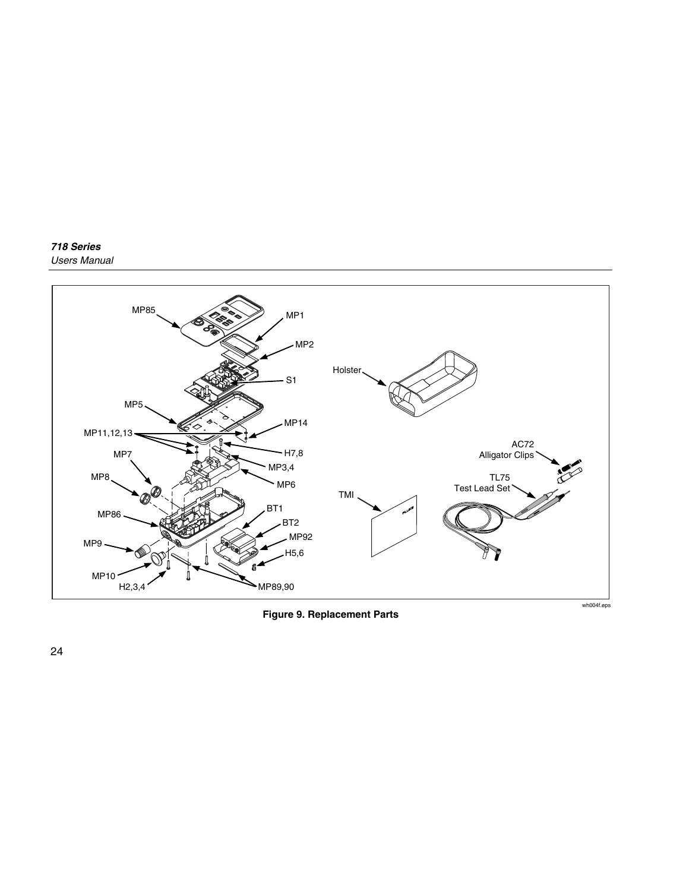Figure 9. Replacement Parts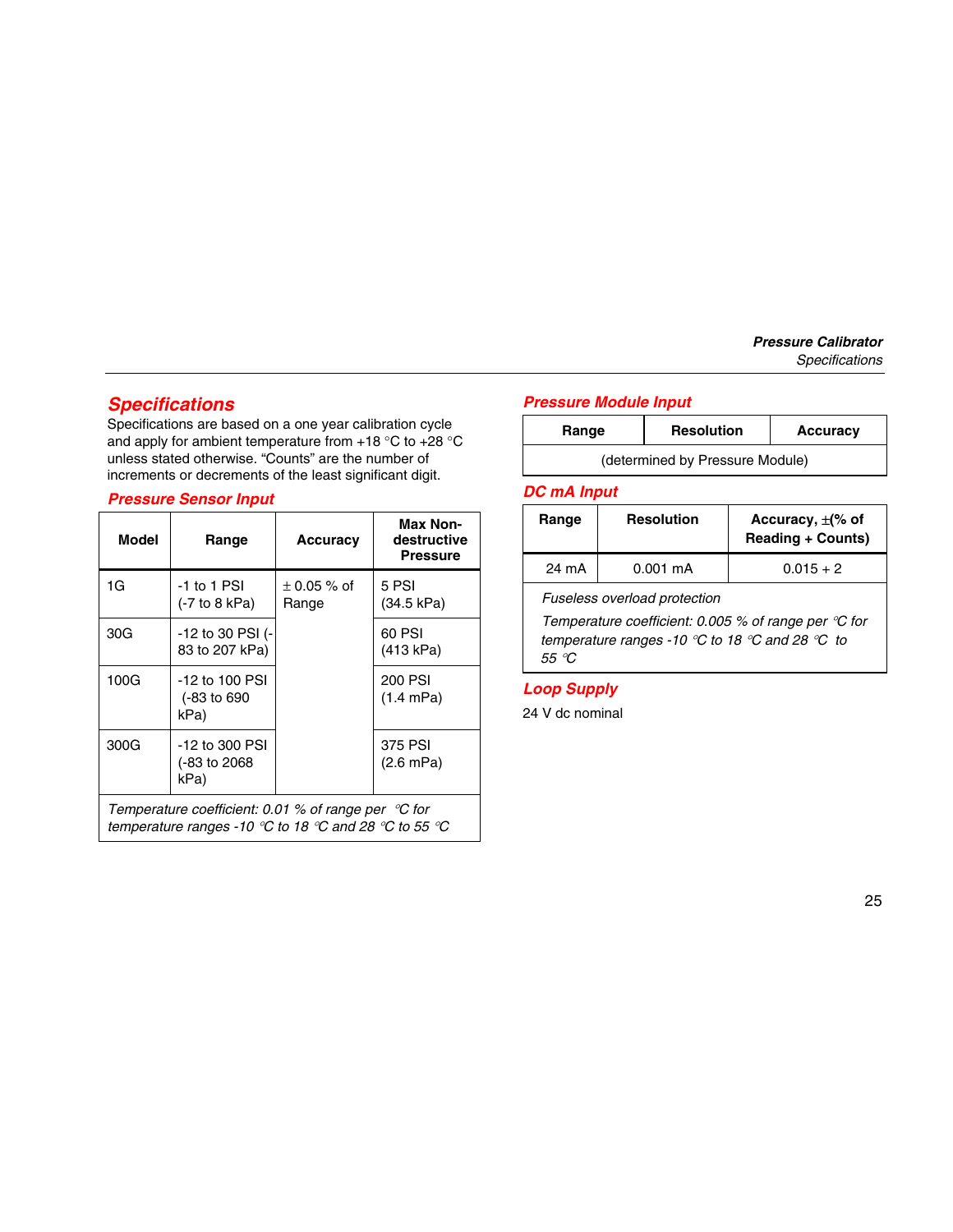## Specifications

Specifications are based on a one year calibration cycle and apply for ambient temperature from +18 °C to +28 °C unless stated otherwise. "Counts" are the number of increments or decrements of the least significant digit.

### Pressure Sensor Input

| Model | Range | Accuracy | Max Non-destructive Pressure |
|---|---|---|---|
| 1G | -1 to 1 PSI (-7 to 8 kPa) | ± 0.05 % of Range | 5 PSI (34.5 kPa) |
| 30G | -12 to 30 PSI (-83 to 207 kPa) | | 60 PSI (413 kPa) |
| 100G | -12 to 100 PSI (-83 to 690 kPa) | | 200 PSI (1.4 mPa) |
| 300G | -12 to 300 PSI (-83 to 2068 kPa) | | 375 PSI (2.6 mPa) |
| *Temperature coefficient: 0.01 % of range per °C for temperature ranges -10 °C to 18 °C and 28 °C to 55 °C* | | | |

### Pressure Module Input

| Range | Resolution | Accuracy |
|---|---|---|
| (determined by Pressure Module) | | |

### DC mA Input

| Range | Resolution | Accuracy, ±(% of Reading + Counts) |
|---|---|---|
| 24 mA | 0.001 mA | 0.015 + 2 |
| *Fuseless overload protection* <br> *Temperature coefficient: 0.005 % of range per °C for temperature ranges -10 °C to 18 °C and 28 °C to 55 °C* | | |

### Loop Supply

24 V dc nominal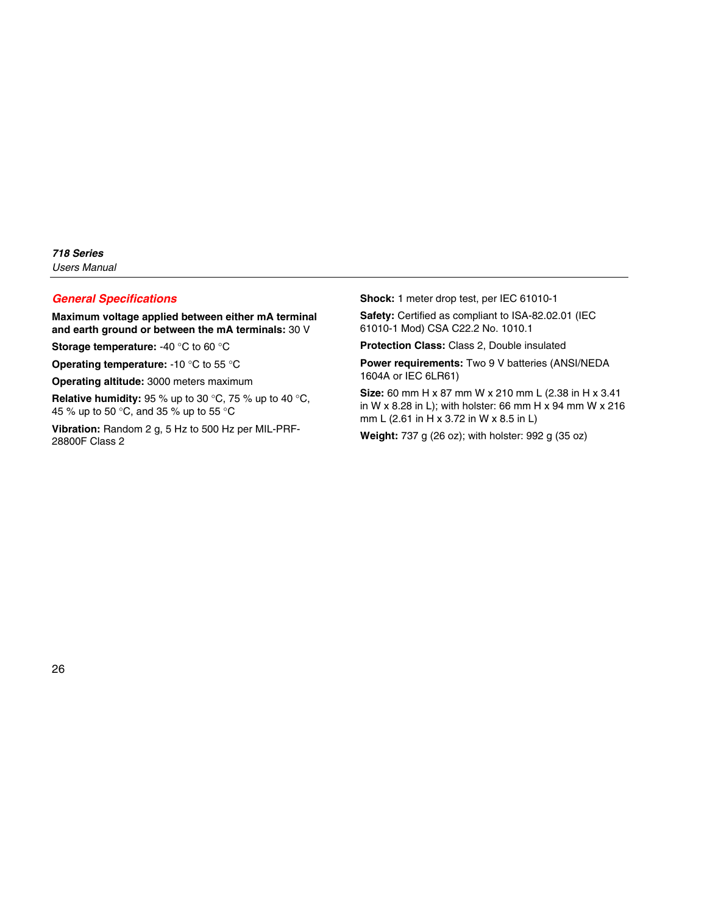## General Specifications

**Maximum voltage applied between either mA terminal and earth ground or between the mA terminals:** 30 V

**Storage temperature:** -40 °C to 60 °C

**Operating temperature:** -10 °C to 55 °C

**Operating altitude:** 3000 meters maximum

**Relative humidity:** 95 % up to 30 °C, 75 % up to 40 °C, 45 % up to 50 °C, and 35 % up to 55 °C

**Vibration:** Random 2 g, 5 Hz to 500 Hz per MIL-PRF-28800F Class 2

**Shock:** 1 meter drop test, per IEC 61010-1

**Safety:** Certified as compliant to ISA-82.02.01 (IEC 61010-1 Mod) CSA C22.2 No. 1010.1

**Protection Class:** Class 2, Double insulated

**Power requirements:** Two 9 V batteries (ANSI/NEDA 1604A or IEC 6LR61)

**Size:** 60 mm H x 87 mm W x 210 mm L (2.38 in H x 3.41 in W x 8.28 in L); with holster: 66 mm H x 94 mm W x 216 mm L (2.61 in H x 3.72 in W x 8.5 in L)

**Weight:** 737 g (26 oz); with holster: 992 g (35 oz)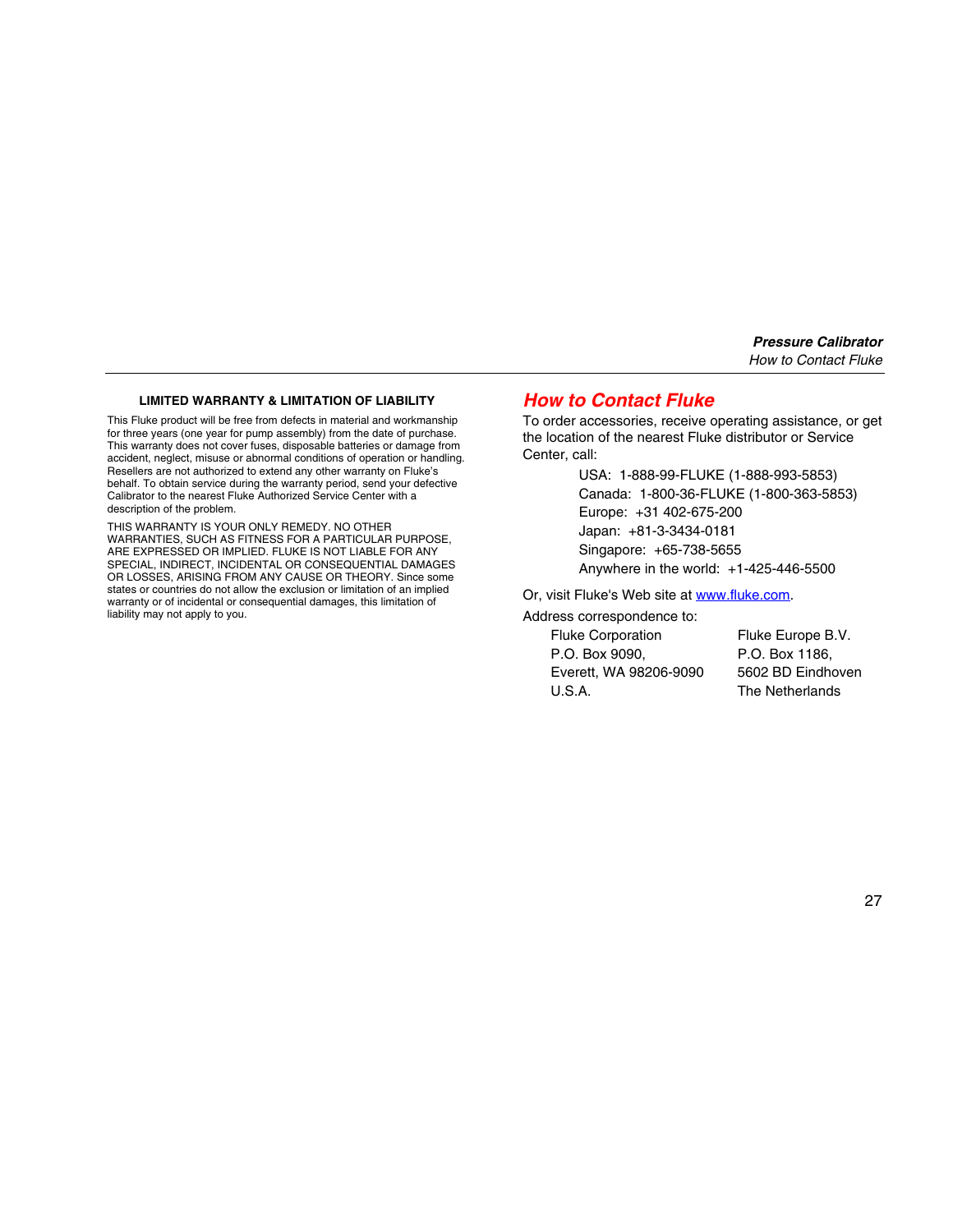**LIMITED WARRANTY & LIMITATION OF LIABILITY**

This Fluke product will be free from defects in material and workmanship for three years (one year for pump assembly) from the date of purchase. This warranty does not cover fuses, disposable batteries or damage from accident, neglect, misuse or abnormal conditions of operation or handling. Resellers are not authorized to extend any other warranty on Fluke's behalf. To obtain service during the warranty period, send your defective Calibrator to the nearest Fluke Authorized Service Center with a description of the problem.

THIS WARRANTY IS YOUR ONLY REMEDY. NO OTHER WARRANTIES, SUCH AS FITNESS FOR A PARTICULAR PURPOSE, ARE EXPRESSED OR IMPLIED. FLUKE IS NOT LIABLE FOR ANY SPECIAL, INDIRECT, INCIDENTAL OR CONSEQUENTIAL DAMAGES OR LOSSES, ARISING FROM ANY CAUSE OR THEORY. Since some states or countries do not allow the exclusion or limitation of an implied warranty or of incidental or consequential damages, this limitation of liability may not apply to you.

## How to Contact Fluke

To order accessories, receive operating assistance, or get the location of the nearest Fluke distributor or Service Center, call:

USA: 1-888-99-FLUKE (1-888-993-5853)
Canada: 1-800-36-FLUKE (1-800-363-5853)
Europe: +31 402-675-200
Japan: +81-3-3434-0181
Singapore: +65-738-5655
Anywhere in the world: +1-425-446-5500

Or, visit Fluke's Web site at www.fluke.com.

Address correspondence to:

Fluke Corporation
P.O. Box 9090,
Everett, WA 98206-9090
U.S.A.

Fluke Europe B.V.
P.O. Box 1186,
5602 BD Eindhoven
The Netherlands